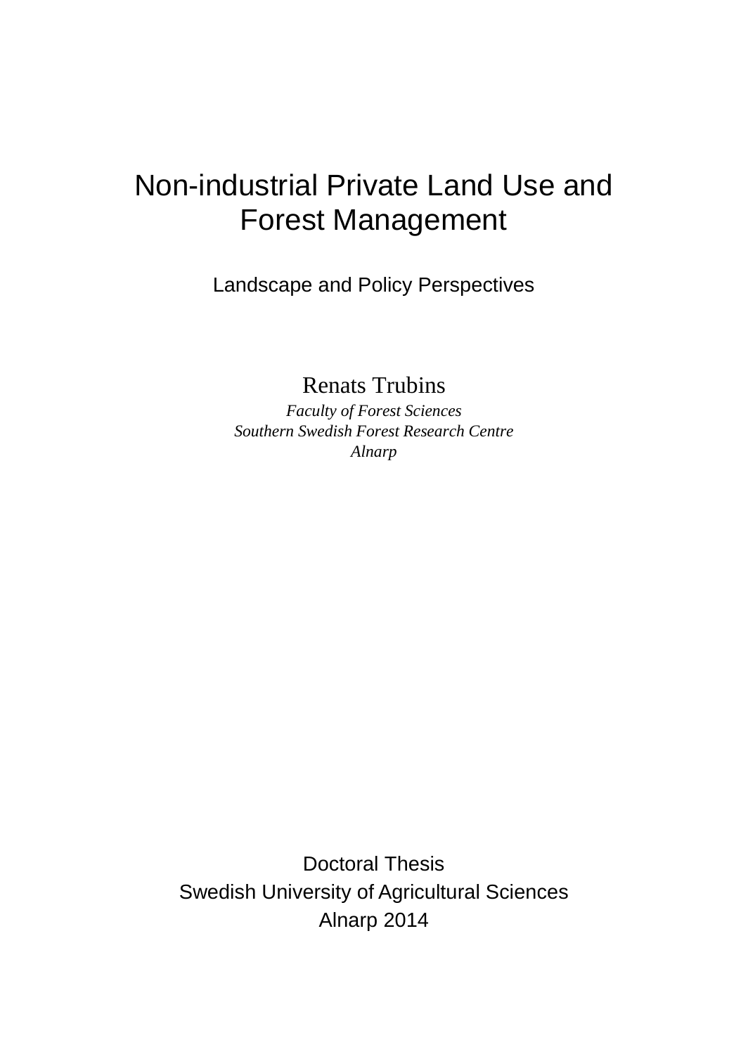# Non-industrial Private Land Use and Forest Management

Landscape and Policy Perspectives

Renats Trubins

*Faculty of Forest Sciences*
*Southern Swedish Forest Research Centre*
*Alnarp*

Doctoral Thesis
Swedish University of Agricultural Sciences
Alnarp 2014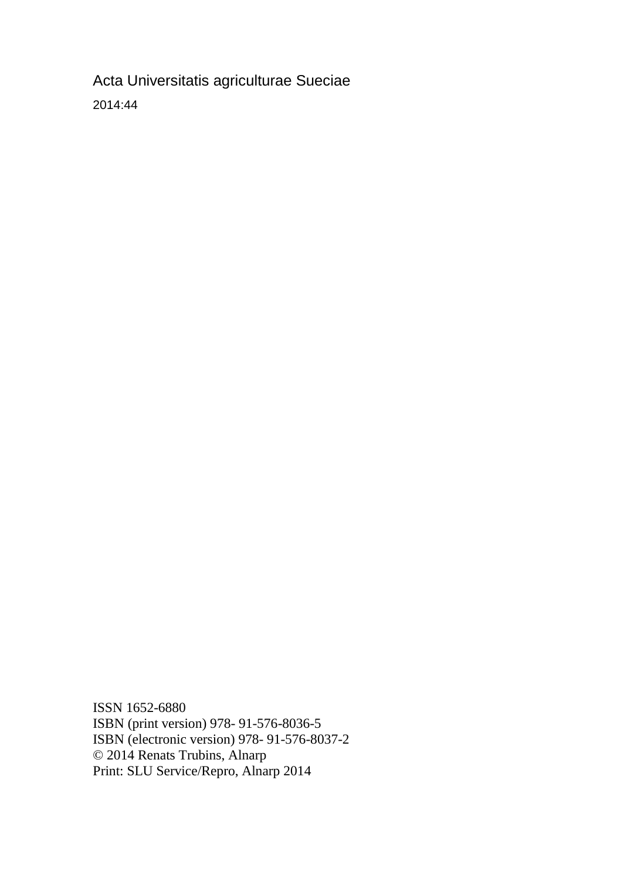Acta Universitatis agriculturae Sueciae

2014:44

ISSN 1652-6880
ISBN (print version) 978- 91-576-8036-5
ISBN (electronic version) 978- 91-576-8037-2
© 2014 Renats Trubins, Alnarp
Print: SLU Service/Repro, Alnarp 2014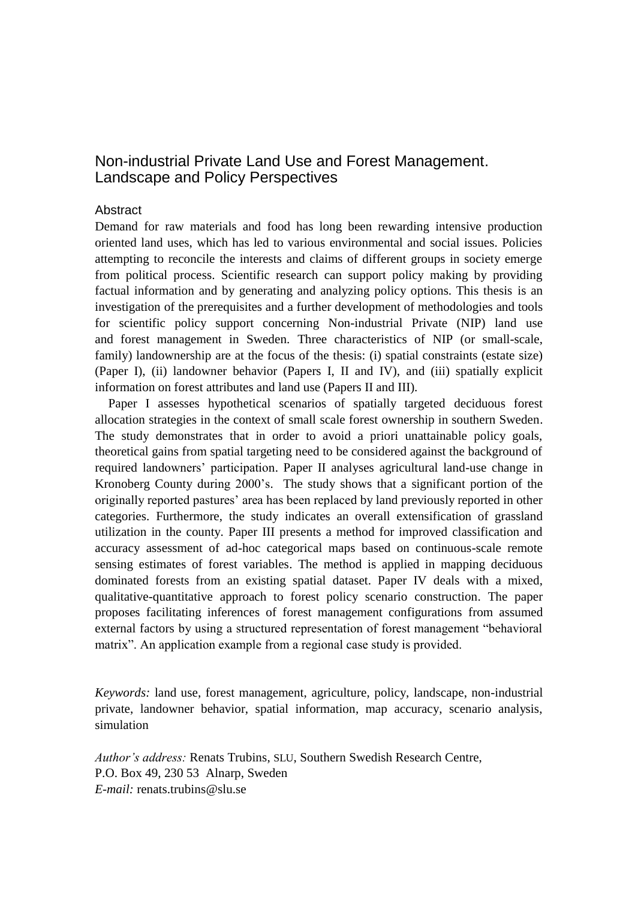# Non-industrial Private Land Use and Forest Management. Landscape and Policy Perspectives

## Abstract

Demand for raw materials and food has long been rewarding intensive production oriented land uses, which has led to various environmental and social issues. Policies attempting to reconcile the interests and claims of different groups in society emerge from political process. Scientific research can support policy making by providing factual information and by generating and analyzing policy options. This thesis is an investigation of the prerequisites and a further development of methodologies and tools for scientific policy support concerning Non-industrial Private (NIP) land use and forest management in Sweden. Three characteristics of NIP (or small-scale, family) landownership are at the focus of the thesis: (i) spatial constraints (estate size) (Paper I), (ii) landowner behavior (Papers I, II and IV), and (iii) spatially explicit information on forest attributes and land use (Papers II and III).

Paper I assesses hypothetical scenarios of spatially targeted deciduous forest allocation strategies in the context of small scale forest ownership in southern Sweden. The study demonstrates that in order to avoid a priori unattainable policy goals, theoretical gains from spatial targeting need to be considered against the background of required landowners' participation. Paper II analyses agricultural land-use change in Kronoberg County during 2000's. The study shows that a significant portion of the originally reported pastures' area has been replaced by land previously reported in other categories. Furthermore, the study indicates an overall extensification of grassland utilization in the county. Paper III presents a method for improved classification and accuracy assessment of ad-hoc categorical maps based on continuous-scale remote sensing estimates of forest variables. The method is applied in mapping deciduous dominated forests from an existing spatial dataset. Paper IV deals with a mixed, qualitative-quantitative approach to forest policy scenario construction. The paper proposes facilitating inferences of forest management configurations from assumed external factors by using a structured representation of forest management "behavioral matrix". An application example from a regional case study is provided.

*Keywords:* land use, forest management, agriculture, policy, landscape, non-industrial private, landowner behavior, spatial information, map accuracy, scenario analysis, simulation

*Author's address:* Renats Trubins, SLU, Southern Swedish Research Centre,
P.O. Box 49, 230 53 Alnarp, Sweden
*E-mail:* renats.trubins@slu.se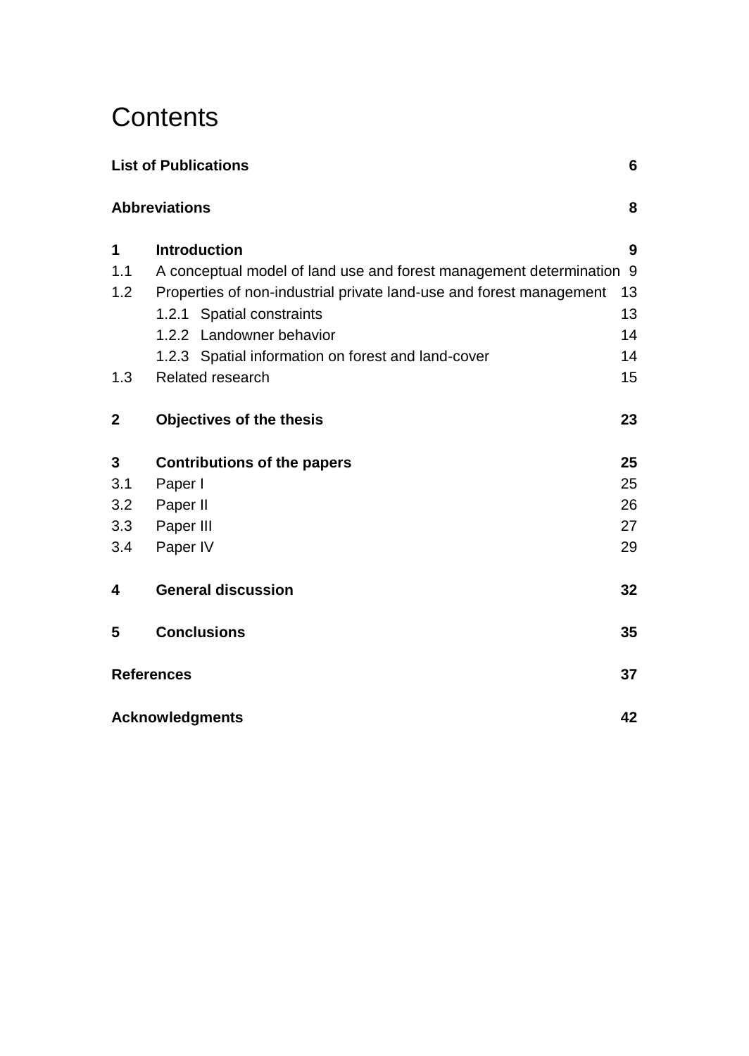# Contents

**List of Publications** **6**

**Abbreviations** **8**

**1 Introduction** **9**

1.1 A conceptual model of land use and forest management determination 9

1.2 Properties of non-industrial private land-use and forest management 13

- 1.2.1 Spatial constraints 13
- 1.2.2 Landowner behavior 14
- 1.2.3 Spatial information on forest and land-cover 14

1.3 Related research 15

**2 Objectives of the thesis** **23**

**3 Contributions of the papers** **25**

3.1 Paper I 25

3.2 Paper II 26

3.3 Paper III 27

3.4 Paper IV 29

**4 General discussion** **32**

**5 Conclusions** **35**

**References** **37**

**Acknowledgments** **42**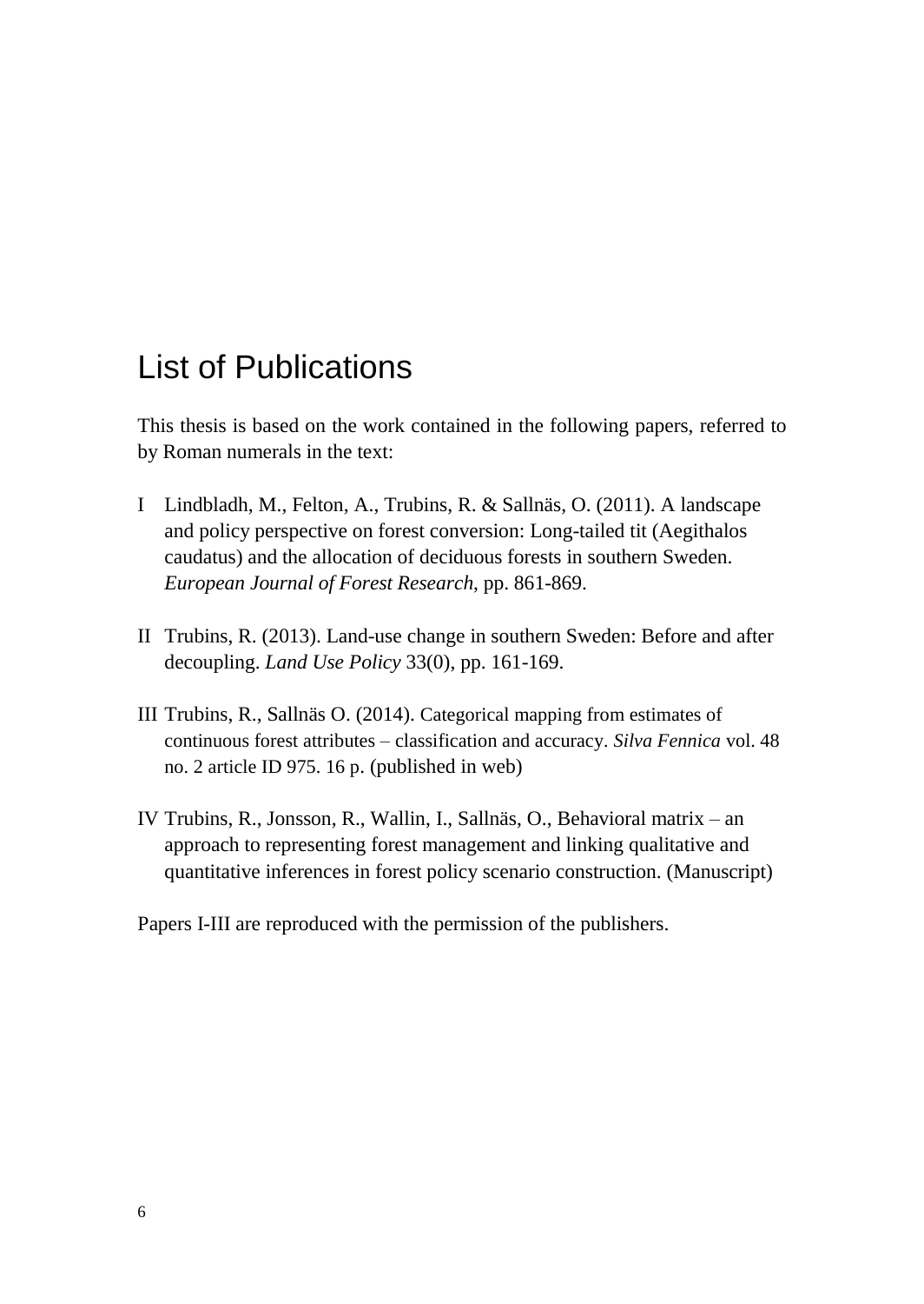# List of Publications

This thesis is based on the work contained in the following papers, referred to by Roman numerals in the text:

I Lindbladh, M., Felton, A., Trubins, R. & Sallnäs, O. (2011). A landscape and policy perspective on forest conversion: Long-tailed tit (Aegithalos caudatus) and the allocation of deciduous forests in southern Sweden. *European Journal of Forest Research*, pp. 861-869.

II Trubins, R. (2013). Land-use change in southern Sweden: Before and after decoupling. *Land Use Policy* 33(0), pp. 161-169.

III Trubins, R., Sallnäs O. (2014). Categorical mapping from estimates of continuous forest attributes – classification and accuracy. *Silva Fennica* vol. 48 no. 2 article ID 975. 16 p. (published in web)

IV Trubins, R., Jonsson, R., Wallin, I., Sallnäs, O., Behavioral matrix – an approach to representing forest management and linking qualitative and quantitative inferences in forest policy scenario construction. (Manuscript)

Papers I-III are reproduced with the permission of the publishers.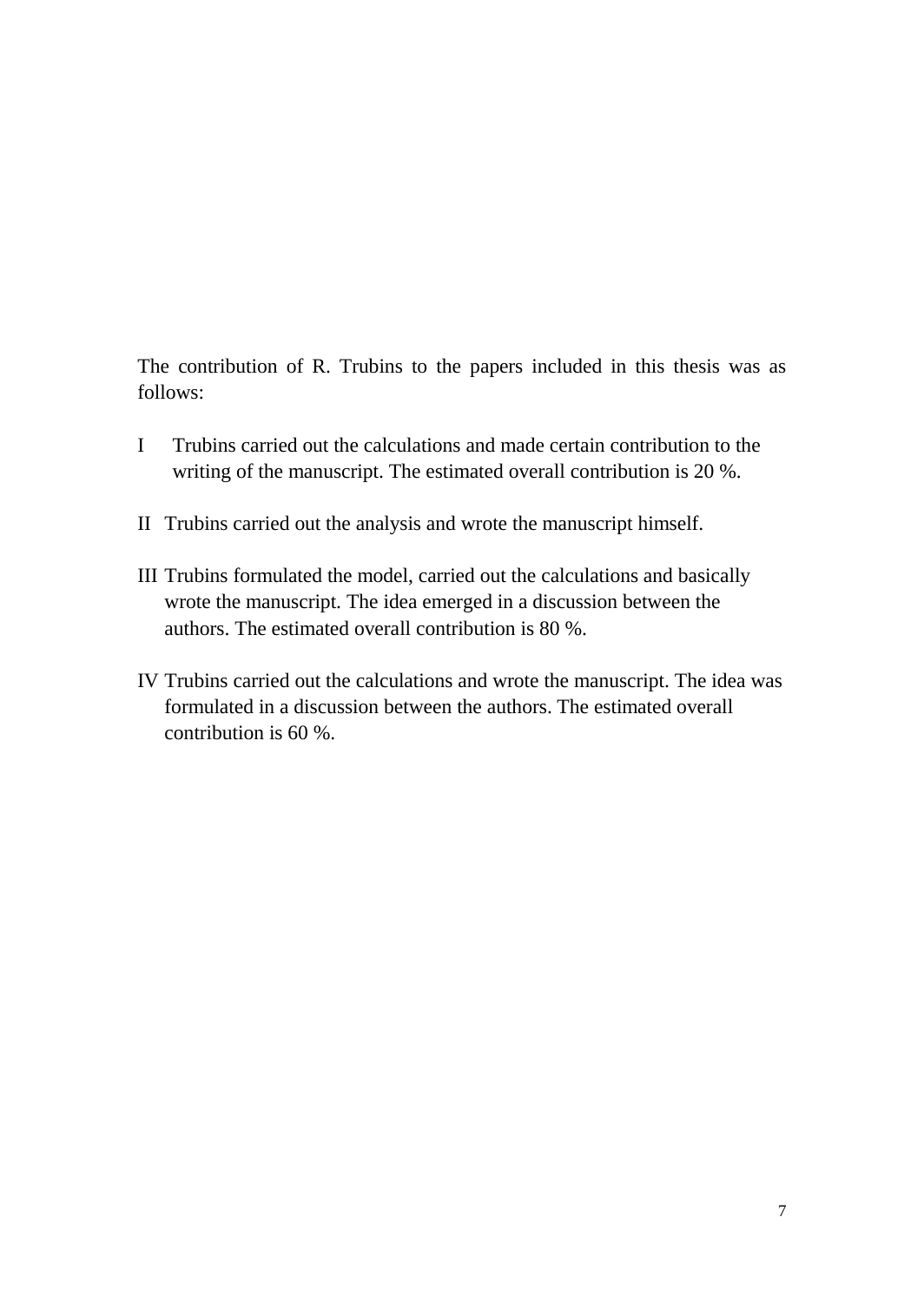The contribution of R. Trubins to the papers included in this thesis was as follows:

I Trubins carried out the calculations and made certain contribution to the writing of the manuscript. The estimated overall contribution is 20 %.

II Trubins carried out the analysis and wrote the manuscript himself.

III Trubins formulated the model, carried out the calculations and basically wrote the manuscript. The idea emerged in a discussion between the authors. The estimated overall contribution is 80 %.

IV Trubins carried out the calculations and wrote the manuscript. The idea was formulated in a discussion between the authors. The estimated overall contribution is 60 %.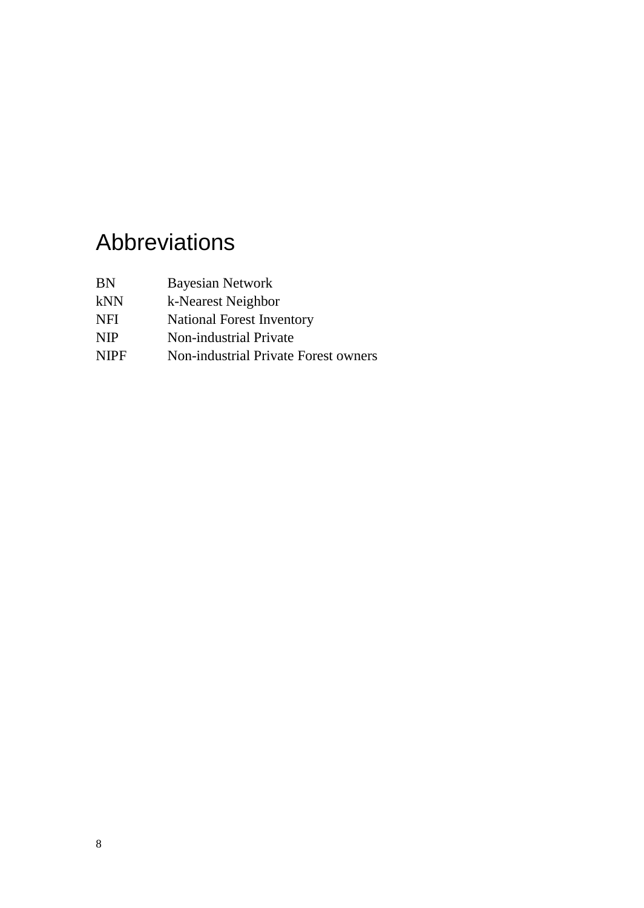# Abbreviations

| | |
|---|---|
| BN | Bayesian Network |
| kNN | k-Nearest Neighbor |
| NFI | National Forest Inventory |
| NIP | Non-industrial Private |
| NIPF | Non-industrial Private Forest owners |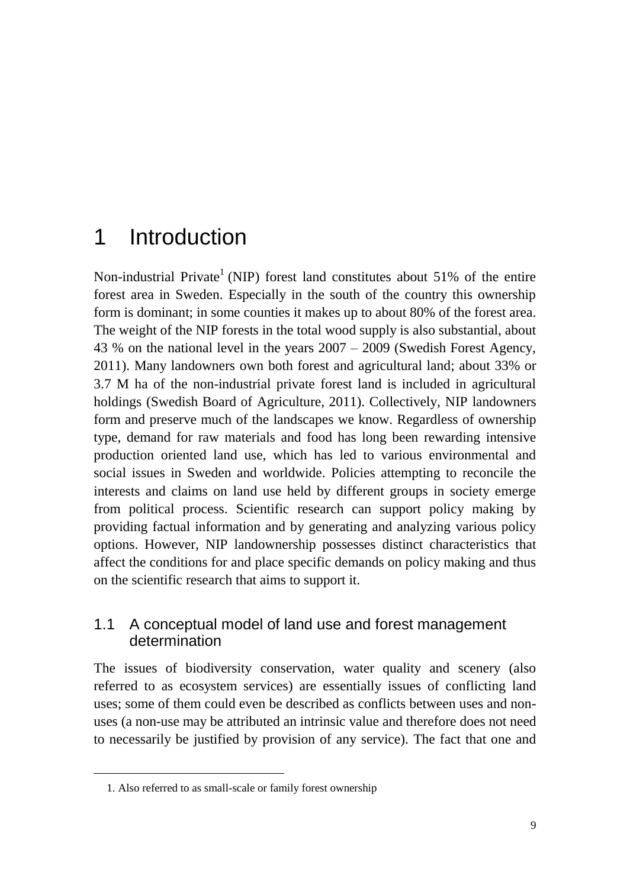# 1 Introduction

Non-industrial Private[1] (NIP) forest land constitutes about 51% of the entire forest area in Sweden. Especially in the south of the country this ownership form is dominant; in some counties it makes up to about 80% of the forest area. The weight of the NIP forests in the total wood supply is also substantial, about 43 % on the national level in the years 2007 – 2009 (Swedish Forest Agency, 2011). Many landowners own both forest and agricultural land; about 33% or 3.7 M ha of the non-industrial private forest land is included in agricultural holdings (Swedish Board of Agriculture, 2011). Collectively, NIP landowners form and preserve much of the landscapes we know. Regardless of ownership type, demand for raw materials and food has long been rewarding intensive production oriented land use, which has led to various environmental and social issues in Sweden and worldwide. Policies attempting to reconcile the interests and claims on land use held by different groups in society emerge from political process. Scientific research can support policy making by providing factual information and by generating and analyzing various policy options. However, NIP landownership possesses distinct characteristics that affect the conditions for and place specific demands on policy making and thus on the scientific research that aims to support it.

## 1.1 A conceptual model of land use and forest management determination

The issues of biodiversity conservation, water quality and scenery (also referred to as ecosystem services) are essentially issues of conflicting land uses; some of them could even be described as conflicts between uses and non-uses (a non-use may be attributed an intrinsic value and therefore does not need to necessarily be justified by provision of any service). The fact that one and

1. Also referred to as small-scale or family forest ownership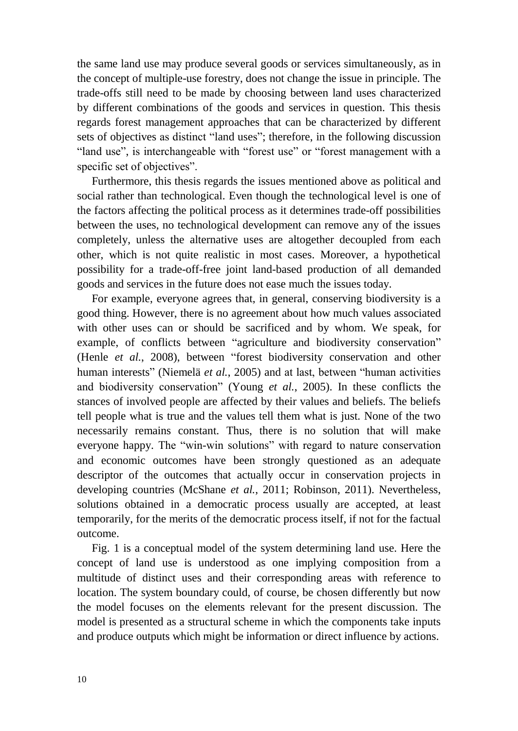the same land use may produce several goods or services simultaneously, as in the concept of multiple-use forestry, does not change the issue in principle. The trade-offs still need to be made by choosing between land uses characterized by different combinations of the goods and services in question. This thesis regards forest management approaches that can be characterized by different sets of objectives as distinct "land uses"; therefore, in the following discussion "land use", is interchangeable with "forest use" or "forest management with a specific set of objectives".

Furthermore, this thesis regards the issues mentioned above as political and social rather than technological. Even though the technological level is one of the factors affecting the political process as it determines trade-off possibilities between the uses, no technological development can remove any of the issues completely, unless the alternative uses are altogether decoupled from each other, which is not quite realistic in most cases. Moreover, a hypothetical possibility for a trade-off-free joint land-based production of all demanded goods and services in the future does not ease much the issues today.

For example, everyone agrees that, in general, conserving biodiversity is a good thing. However, there is no agreement about how much values associated with other uses can or should be sacrificed and by whom. We speak, for example, of conflicts between "agriculture and biodiversity conservation" (Henle *et al.*, 2008), between "forest biodiversity conservation and other human interests" (Niemelä *et al.*, 2005) and at last, between "human activities and biodiversity conservation" (Young *et al.*, 2005). In these conflicts the stances of involved people are affected by their values and beliefs. The beliefs tell people what is true and the values tell them what is just. None of the two necessarily remains constant. Thus, there is no solution that will make everyone happy. The "win-win solutions" with regard to nature conservation and economic outcomes have been strongly questioned as an adequate descriptor of the outcomes that actually occur in conservation projects in developing countries (McShane *et al.*, 2011; Robinson, 2011). Nevertheless, solutions obtained in a democratic process usually are accepted, at least temporarily, for the merits of the democratic process itself, if not for the factual outcome.

Fig. 1 is a conceptual model of the system determining land use. Here the concept of land use is understood as one implying composition from a multitude of distinct uses and their corresponding areas with reference to location. The system boundary could, of course, be chosen differently but now the model focuses on the elements relevant for the present discussion. The model is presented as a structural scheme in which the components take inputs and produce outputs which might be information or direct influence by actions.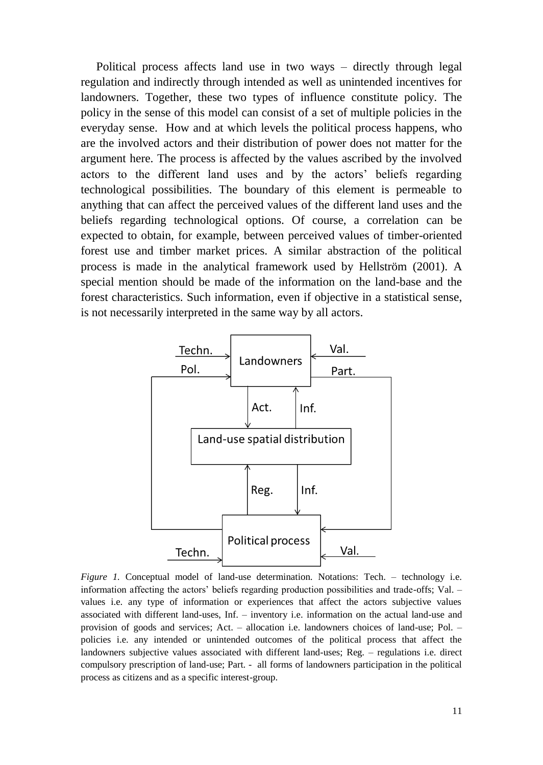Political process affects land use in two ways – directly through legal regulation and indirectly through intended as well as unintended incentives for landowners. Together, these two types of influence constitute policy. The policy in the sense of this model can consist of a set of multiple policies in the everyday sense. How and at which levels the political process happens, who are the involved actors and their distribution of power does not matter for the argument here. The process is affected by the values ascribed by the involved actors to the different land uses and by the actors' beliefs regarding technological possibilities. The boundary of this element is permeable to anything that can affect the perceived values of the different land uses and the beliefs regarding technological options. Of course, a correlation can be expected to obtain, for example, between perceived values of timber-oriented forest use and timber market prices. A similar abstraction of the political process is made in the analytical framework used by Hellström (2001). A special mention should be made of the information on the land-base and the forest characteristics. Such information, even if objective in a statistical sense, is not necessarily interpreted in the same way by all actors.

*Figure 1.* Conceptual model of land-use determination. Notations: Tech. – technology i.e. information affecting the actors' beliefs regarding production possibilities and trade-offs; Val. – values i.e. any type of information or experiences that affect the actors subjective values associated with different land-uses, Inf. – inventory i.e. information on the actual land-use and provision of goods and services; Act. – allocation i.e. landowners choices of land-use; Pol. – policies i.e. any intended or unintended outcomes of the political process that affect the landowners subjective values associated with different land-uses; Reg. – regulations i.e. direct compulsory prescription of land-use; Part. - all forms of landowners participation in the political process as citizens and as a specific interest-group.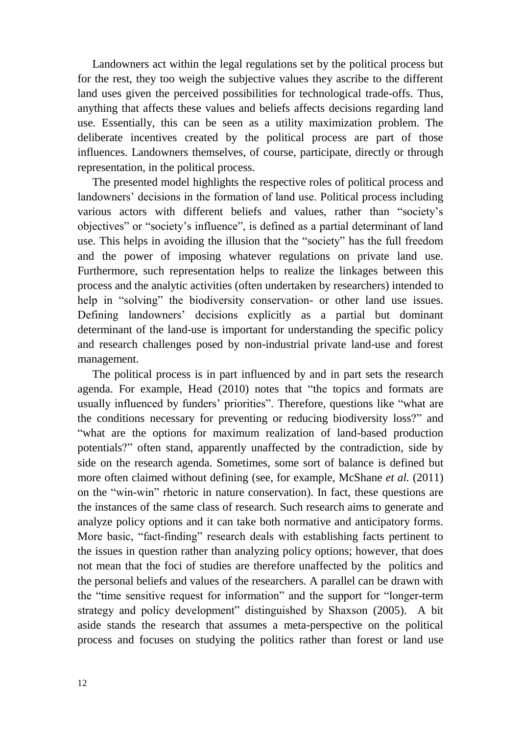Landowners act within the legal regulations set by the political process but for the rest, they too weigh the subjective values they ascribe to the different land uses given the perceived possibilities for technological trade-offs. Thus, anything that affects these values and beliefs affects decisions regarding land use. Essentially, this can be seen as a utility maximization problem. The deliberate incentives created by the political process are part of those influences. Landowners themselves, of course, participate, directly or through representation, in the political process.

The presented model highlights the respective roles of political process and landowners' decisions in the formation of land use. Political process including various actors with different beliefs and values, rather than "society's objectives" or "society's influence", is defined as a partial determinant of land use. This helps in avoiding the illusion that the "society" has the full freedom and the power of imposing whatever regulations on private land use. Furthermore, such representation helps to realize the linkages between this process and the analytic activities (often undertaken by researchers) intended to help in "solving" the biodiversity conservation- or other land use issues. Defining landowners' decisions explicitly as a partial but dominant determinant of the land-use is important for understanding the specific policy and research challenges posed by non-industrial private land-use and forest management.

The political process is in part influenced by and in part sets the research agenda. For example, Head (2010) notes that "the topics and formats are usually influenced by funders' priorities". Therefore, questions like "what are the conditions necessary for preventing or reducing biodiversity loss?" and "what are the options for maximum realization of land-based production potentials?" often stand, apparently unaffected by the contradiction, side by side on the research agenda. Sometimes, some sort of balance is defined but more often claimed without defining (see, for example, McShane *et al.* (2011) on the "win-win" rhetoric in nature conservation). In fact, these questions are the instances of the same class of research. Such research aims to generate and analyze policy options and it can take both normative and anticipatory forms. More basic, "fact-finding" research deals with establishing facts pertinent to the issues in question rather than analyzing policy options; however, that does not mean that the foci of studies are therefore unaffected by the politics and the personal beliefs and values of the researchers. A parallel can be drawn with the "time sensitive request for information" and the support for "longer-term strategy and policy development" distinguished by Shaxson (2005). A bit aside stands the research that assumes a meta-perspective on the political process and focuses on studying the politics rather than forest or land use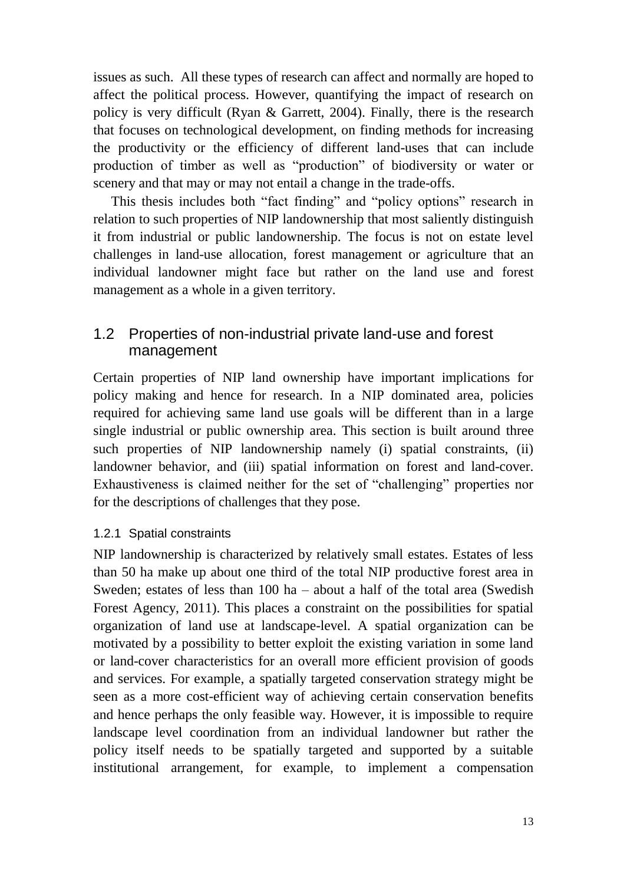issues as such. All these types of research can affect and normally are hoped to affect the political process. However, quantifying the impact of research on policy is very difficult (Ryan & Garrett, 2004). Finally, there is the research that focuses on technological development, on finding methods for increasing the productivity or the efficiency of different land-uses that can include production of timber as well as "production" of biodiversity or water or scenery and that may or may not entail a change in the trade-offs.

This thesis includes both "fact finding" and "policy options" research in relation to such properties of NIP landownership that most saliently distinguish it from industrial or public landownership. The focus is not on estate level challenges in land-use allocation, forest management or agriculture that an individual landowner might face but rather on the land use and forest management as a whole in a given territory.

## 1.2 Properties of non-industrial private land-use and forest management

Certain properties of NIP land ownership have important implications for policy making and hence for research. In a NIP dominated area, policies required for achieving same land use goals will be different than in a large single industrial or public ownership area. This section is built around three such properties of NIP landownership namely (i) spatial constraints, (ii) landowner behavior, and (iii) spatial information on forest and land-cover. Exhaustiveness is claimed neither for the set of "challenging" properties nor for the descriptions of challenges that they pose.

### 1.2.1 Spatial constraints

NIP landownership is characterized by relatively small estates. Estates of less than 50 ha make up about one third of the total NIP productive forest area in Sweden; estates of less than 100 ha – about a half of the total area (Swedish Forest Agency, 2011). This places a constraint on the possibilities for spatial organization of land use at landscape-level. A spatial organization can be motivated by a possibility to better exploit the existing variation in some land or land-cover characteristics for an overall more efficient provision of goods and services. For example, a spatially targeted conservation strategy might be seen as a more cost-efficient way of achieving certain conservation benefits and hence perhaps the only feasible way. However, it is impossible to require landscape level coordination from an individual landowner but rather the policy itself needs to be spatially targeted and supported by a suitable institutional arrangement, for example, to implement a compensation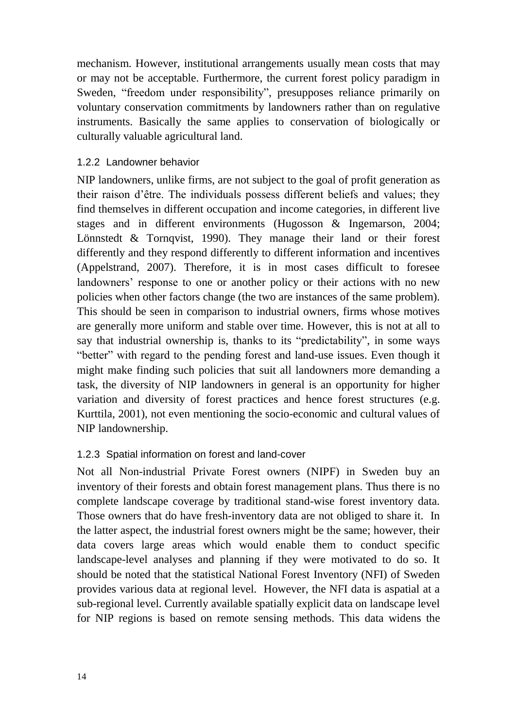mechanism. However, institutional arrangements usually mean costs that may or may not be acceptable. Furthermore, the current forest policy paradigm in Sweden, "freedom under responsibility", presupposes reliance primarily on voluntary conservation commitments by landowners rather than on regulative instruments. Basically the same applies to conservation of biologically or culturally valuable agricultural land.

### 1.2.2 Landowner behavior

NIP landowners, unlike firms, are not subject to the goal of profit generation as their raison d'être. The individuals possess different beliefs and values; they find themselves in different occupation and income categories, in different live stages and in different environments (Hugosson & Ingemarson, 2004; Lönnstedt & Tornqvist, 1990). They manage their land or their forest differently and they respond differently to different information and incentives (Appelstrand, 2007). Therefore, it is in most cases difficult to foresee landowners' response to one or another policy or their actions with no new policies when other factors change (the two are instances of the same problem). This should be seen in comparison to industrial owners, firms whose motives are generally more uniform and stable over time. However, this is not at all to say that industrial ownership is, thanks to its "predictability", in some ways "better" with regard to the pending forest and land-use issues. Even though it might make finding such policies that suit all landowners more demanding a task, the diversity of NIP landowners in general is an opportunity for higher variation and diversity of forest practices and hence forest structures (e.g. Kurttila, 2001), not even mentioning the socio-economic and cultural values of NIP landownership.

### 1.2.3 Spatial information on forest and land-cover

Not all Non-industrial Private Forest owners (NIPF) in Sweden buy an inventory of their forests and obtain forest management plans. Thus there is no complete landscape coverage by traditional stand-wise forest inventory data. Those owners that do have fresh-inventory data are not obliged to share it. In the latter aspect, the industrial forest owners might be the same; however, their data covers large areas which would enable them to conduct specific landscape-level analyses and planning if they were motivated to do so. It should be noted that the statistical National Forest Inventory (NFI) of Sweden provides various data at regional level. However, the NFI data is aspatial at a sub-regional level. Currently available spatially explicit data on landscape level for NIP regions is based on remote sensing methods. This data widens the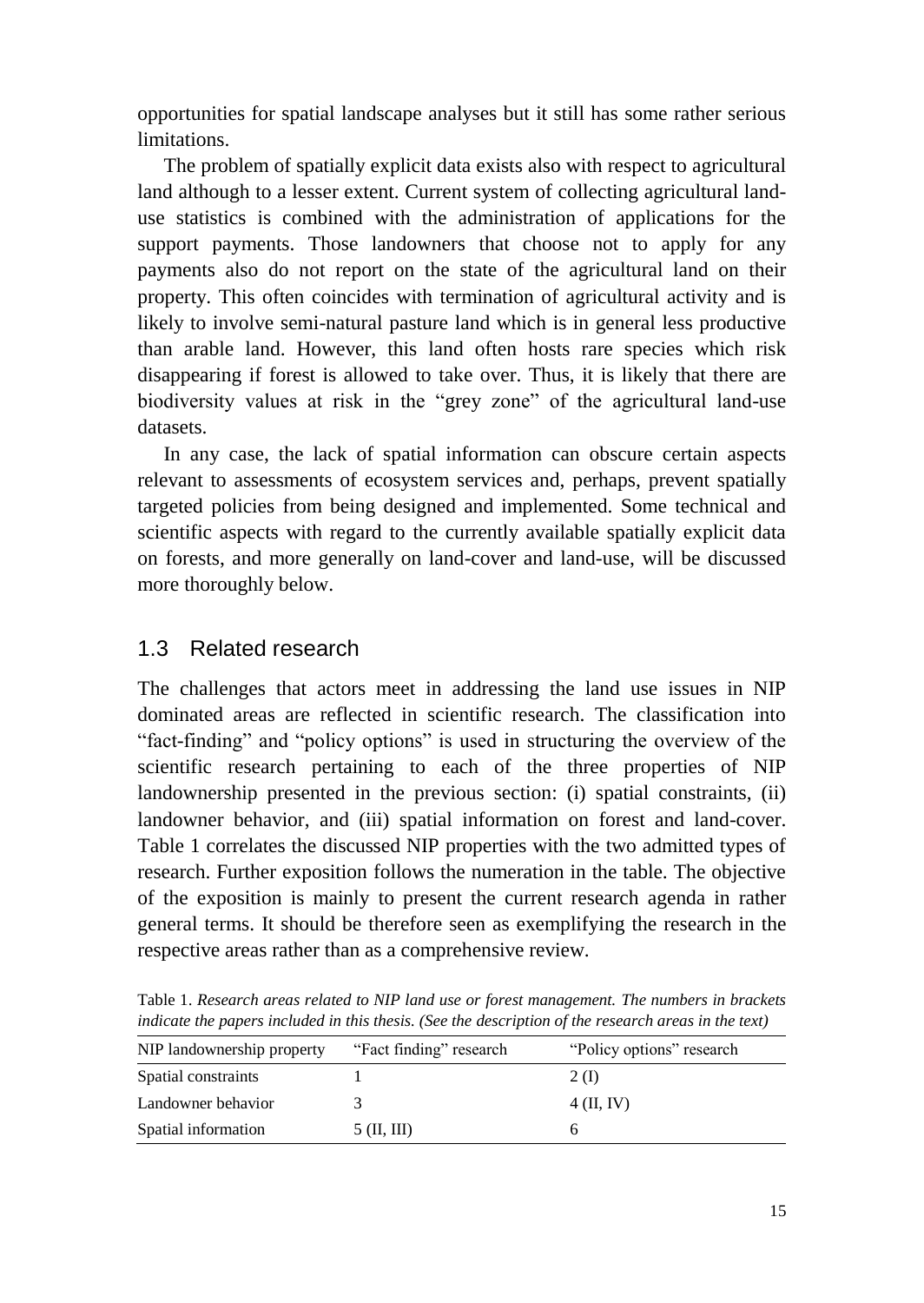opportunities for spatial landscape analyses but it still has some rather serious limitations.

The problem of spatially explicit data exists also with respect to agricultural land although to a lesser extent. Current system of collecting agricultural land-use statistics is combined with the administration of applications for the support payments. Those landowners that choose not to apply for any payments also do not report on the state of the agricultural land on their property. This often coincides with termination of agricultural activity and is likely to involve semi-natural pasture land which is in general less productive than arable land. However, this land often hosts rare species which risk disappearing if forest is allowed to take over. Thus, it is likely that there are biodiversity values at risk in the "grey zone" of the agricultural land-use datasets.

In any case, the lack of spatial information can obscure certain aspects relevant to assessments of ecosystem services and, perhaps, prevent spatially targeted policies from being designed and implemented. Some technical and scientific aspects with regard to the currently available spatially explicit data on forests, and more generally on land-cover and land-use, will be discussed more thoroughly below.

## 1.3 Related research

The challenges that actors meet in addressing the land use issues in NIP dominated areas are reflected in scientific research. The classification into "fact-finding" and "policy options" is used in structuring the overview of the scientific research pertaining to each of the three properties of NIP landownership presented in the previous section: (i) spatial constraints, (ii) landowner behavior, and (iii) spatial information on forest and land-cover. Table 1 correlates the discussed NIP properties with the two admitted types of research. Further exposition follows the numeration in the table. The objective of the exposition is mainly to present the current research agenda in rather general terms. It should be therefore seen as exemplifying the research in the respective areas rather than as a comprehensive review.

Table 1. *Research areas related to NIP land use or forest management. The numbers in brackets indicate the papers included in this thesis. (See the description of the research areas in the text)*

| NIP landownership property | "Fact finding" research | "Policy options" research |
|---|---|---|
| Spatial constraints | 1 | 2 (I) |
| Landowner behavior | 3 | 4 (II, IV) |
| Spatial information | 5 (II, III) | 6 |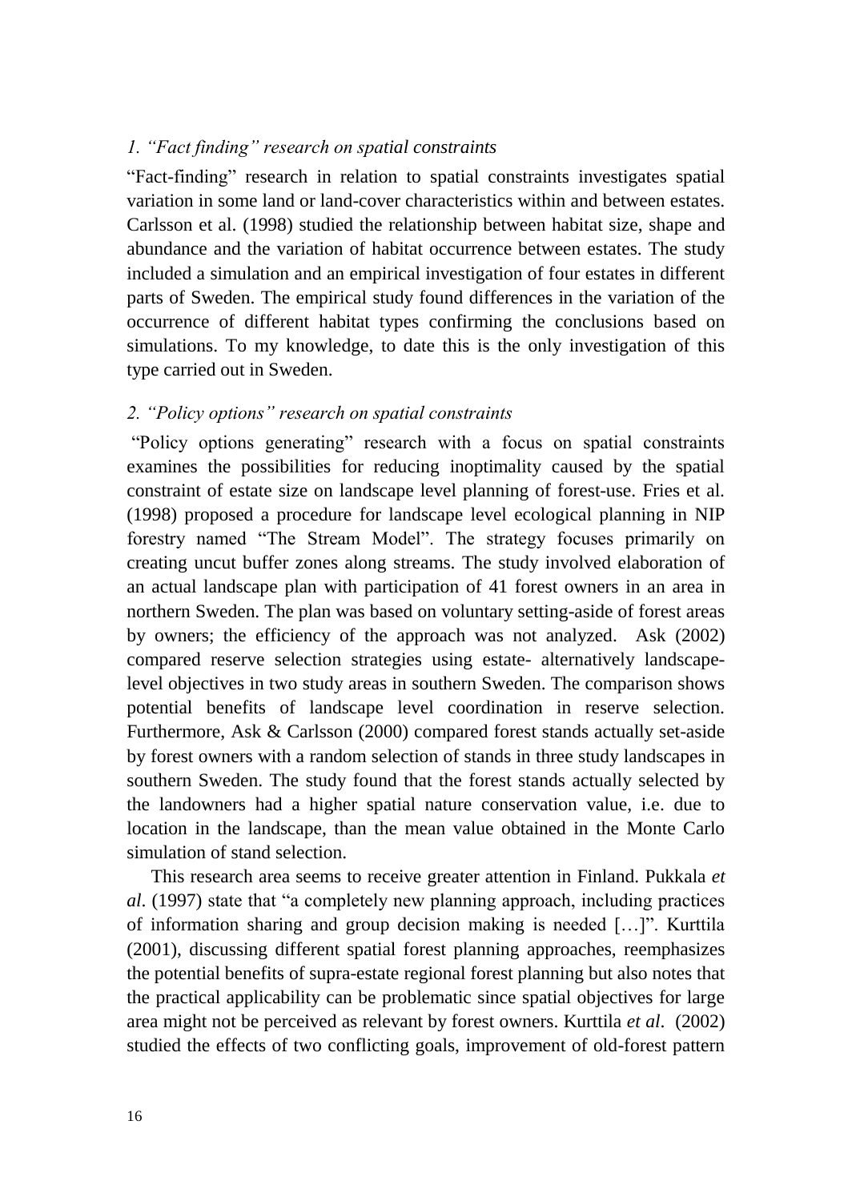*1. "Fact finding" research on spatial constraints*

"Fact-finding" research in relation to spatial constraints investigates spatial variation in some land or land-cover characteristics within and between estates. Carlsson et al. (1998) studied the relationship between habitat size, shape and abundance and the variation of habitat occurrence between estates. The study included a simulation and an empirical investigation of four estates in different parts of Sweden. The empirical study found differences in the variation of the occurrence of different habitat types confirming the conclusions based on simulations. To my knowledge, to date this is the only investigation of this type carried out in Sweden.

*2. "Policy options" research on spatial constraints*

"Policy options generating" research with a focus on spatial constraints examines the possibilities for reducing inoptimality caused by the spatial constraint of estate size on landscape level planning of forest-use. Fries et al. (1998) proposed a procedure for landscape level ecological planning in NIP forestry named "The Stream Model". The strategy focuses primarily on creating uncut buffer zones along streams. The study involved elaboration of an actual landscape plan with participation of 41 forest owners in an area in northern Sweden. The plan was based on voluntary setting-aside of forest areas by owners; the efficiency of the approach was not analyzed. Ask (2002) compared reserve selection strategies using estate- alternatively landscape-level objectives in two study areas in southern Sweden. The comparison shows potential benefits of landscape level coordination in reserve selection. Furthermore, Ask & Carlsson (2000) compared forest stands actually set-aside by forest owners with a random selection of stands in three study landscapes in southern Sweden. The study found that the forest stands actually selected by the landowners had a higher spatial nature conservation value, i.e. due to location in the landscape, than the mean value obtained in the Monte Carlo simulation of stand selection.

This research area seems to receive greater attention in Finland. Pukkala *et al*. (1997) state that "a completely new planning approach, including practices of information sharing and group decision making is needed […]". Kurttila (2001), discussing different spatial forest planning approaches, reemphasizes the potential benefits of supra-estate regional forest planning but also notes that the practical applicability can be problematic since spatial objectives for large area might not be perceived as relevant by forest owners. Kurttila *et al*. (2002) studied the effects of two conflicting goals, improvement of old-forest pattern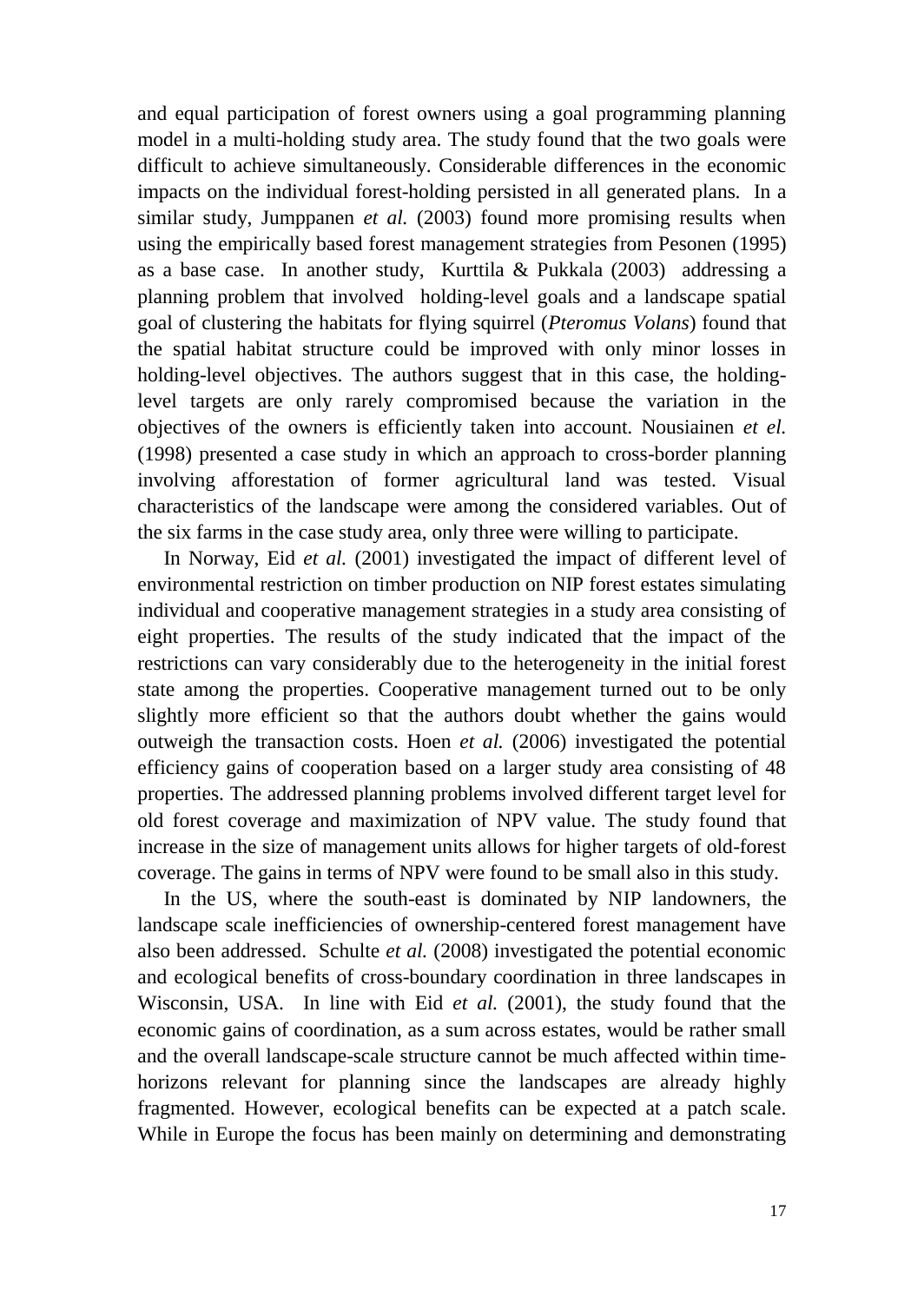and equal participation of forest owners using a goal programming planning model in a multi-holding study area. The study found that the two goals were difficult to achieve simultaneously. Considerable differences in the economic impacts on the individual forest-holding persisted in all generated plans. In a similar study, Jumppanen *et al.* (2003) found more promising results when using the empirically based forest management strategies from Pesonen (1995) as a base case. In another study, Kurttila & Pukkala (2003) addressing a planning problem that involved holding-level goals and a landscape spatial goal of clustering the habitats for flying squirrel (*Pteromus Volans*) found that the spatial habitat structure could be improved with only minor losses in holding-level objectives. The authors suggest that in this case, the holding-level targets are only rarely compromised because the variation in the objectives of the owners is efficiently taken into account. Nousiainen *et el.* (1998) presented a case study in which an approach to cross-border planning involving afforestation of former agricultural land was tested. Visual characteristics of the landscape were among the considered variables. Out of the six farms in the case study area, only three were willing to participate.

In Norway, Eid *et al.* (2001) investigated the impact of different level of environmental restriction on timber production on NIP forest estates simulating individual and cooperative management strategies in a study area consisting of eight properties. The results of the study indicated that the impact of the restrictions can vary considerably due to the heterogeneity in the initial forest state among the properties. Cooperative management turned out to be only slightly more efficient so that the authors doubt whether the gains would outweigh the transaction costs. Hoen *et al.* (2006) investigated the potential efficiency gains of cooperation based on a larger study area consisting of 48 properties. The addressed planning problems involved different target level for old forest coverage and maximization of NPV value. The study found that increase in the size of management units allows for higher targets of old-forest coverage. The gains in terms of NPV were found to be small also in this study.

In the US, where the south-east is dominated by NIP landowners, the landscape scale inefficiencies of ownership-centered forest management have also been addressed. Schulte *et al.* (2008) investigated the potential economic and ecological benefits of cross-boundary coordination in three landscapes in Wisconsin, USA. In line with Eid *et al.* (2001), the study found that the economic gains of coordination, as a sum across estates, would be rather small and the overall landscape-scale structure cannot be much affected within time-horizons relevant for planning since the landscapes are already highly fragmented. However, ecological benefits can be expected at a patch scale. While in Europe the focus has been mainly on determining and demonstrating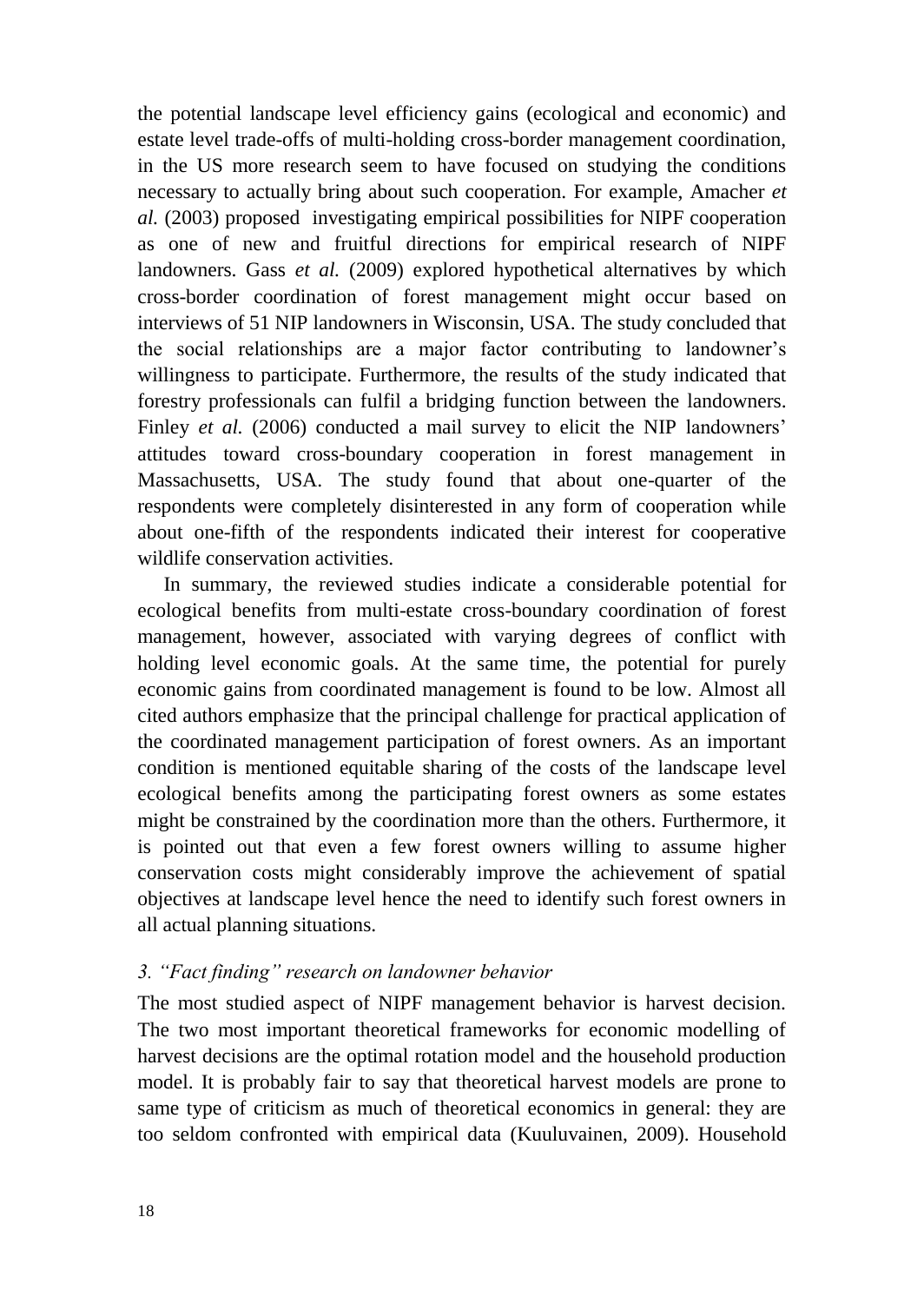the potential landscape level efficiency gains (ecological and economic) and estate level trade-offs of multi-holding cross-border management coordination, in the US more research seem to have focused on studying the conditions necessary to actually bring about such cooperation. For example, Amacher *et al.* (2003) proposed investigating empirical possibilities for NIPF cooperation as one of new and fruitful directions for empirical research of NIPF landowners. Gass *et al.* (2009) explored hypothetical alternatives by which cross-border coordination of forest management might occur based on interviews of 51 NIP landowners in Wisconsin, USA. The study concluded that the social relationships are a major factor contributing to landowner's willingness to participate. Furthermore, the results of the study indicated that forestry professionals can fulfil a bridging function between the landowners. Finley *et al.* (2006) conducted a mail survey to elicit the NIP landowners' attitudes toward cross-boundary cooperation in forest management in Massachusetts, USA. The study found that about one-quarter of the respondents were completely disinterested in any form of cooperation while about one-fifth of the respondents indicated their interest for cooperative wildlife conservation activities.

In summary, the reviewed studies indicate a considerable potential for ecological benefits from multi-estate cross-boundary coordination of forest management, however, associated with varying degrees of conflict with holding level economic goals. At the same time, the potential for purely economic gains from coordinated management is found to be low. Almost all cited authors emphasize that the principal challenge for practical application of the coordinated management participation of forest owners. As an important condition is mentioned equitable sharing of the costs of the landscape level ecological benefits among the participating forest owners as some estates might be constrained by the coordination more than the others. Furthermore, it is pointed out that even a few forest owners willing to assume higher conservation costs might considerably improve the achievement of spatial objectives at landscape level hence the need to identify such forest owners in all actual planning situations.

### *3. "Fact finding" research on landowner behavior*

The most studied aspect of NIPF management behavior is harvest decision. The two most important theoretical frameworks for economic modelling of harvest decisions are the optimal rotation model and the household production model. It is probably fair to say that theoretical harvest models are prone to same type of criticism as much of theoretical economics in general: they are too seldom confronted with empirical data (Kuuluvainen, 2009). Household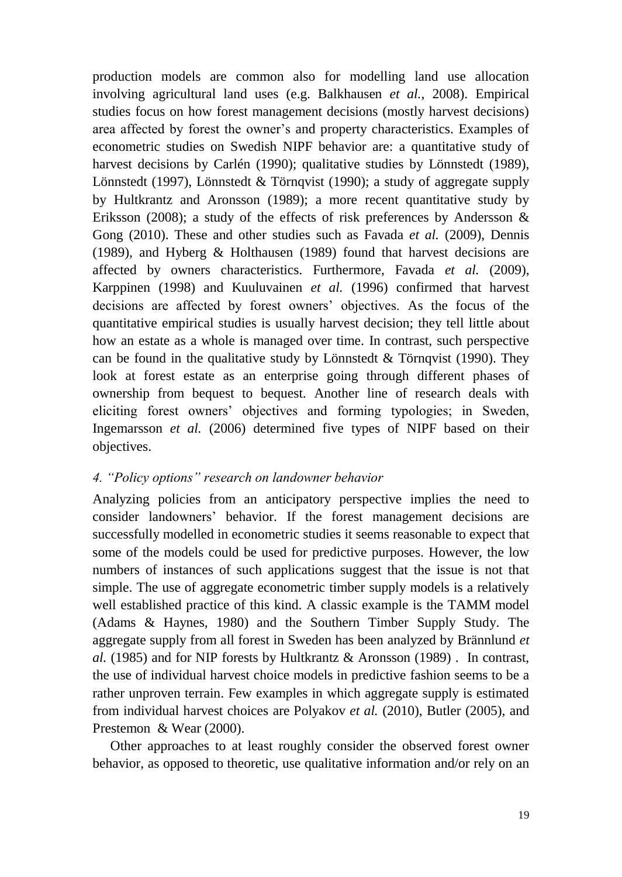production models are common also for modelling land use allocation involving agricultural land uses (e.g. Balkhausen *et al.*, 2008). Empirical studies focus on how forest management decisions (mostly harvest decisions) area affected by forest the owner's and property characteristics. Examples of econometric studies on Swedish NIPF behavior are: a quantitative study of harvest decisions by Carlén (1990); qualitative studies by Lönnstedt (1989), Lönnstedt (1997), Lönnstedt & Törnqvist (1990); a study of aggregate supply by Hultkrantz and Aronsson (1989); a more recent quantitative study by Eriksson (2008); a study of the effects of risk preferences by Andersson & Gong (2010). These and other studies such as Favada *et al.* (2009), Dennis (1989), and Hyberg & Holthausen (1989) found that harvest decisions are affected by owners characteristics. Furthermore, Favada *et al.* (2009), Karppinen (1998) and Kuuluvainen *et al.* (1996) confirmed that harvest decisions are affected by forest owners' objectives. As the focus of the quantitative empirical studies is usually harvest decision; they tell little about how an estate as a whole is managed over time. In contrast, such perspective can be found in the qualitative study by Lönnstedt & Törnqvist (1990). They look at forest estate as an enterprise going through different phases of ownership from bequest to bequest. Another line of research deals with eliciting forest owners' objectives and forming typologies; in Sweden, Ingemarsson *et al.* (2006) determined five types of NIPF based on their objectives.

### *4. "Policy options" research on landowner behavior*

Analyzing policies from an anticipatory perspective implies the need to consider landowners' behavior. If the forest management decisions are successfully modelled in econometric studies it seems reasonable to expect that some of the models could be used for predictive purposes. However, the low numbers of instances of such applications suggest that the issue is not that simple. The use of aggregate econometric timber supply models is a relatively well established practice of this kind. A classic example is the TAMM model (Adams & Haynes, 1980) and the Southern Timber Supply Study. The aggregate supply from all forest in Sweden has been analyzed by Brännlund *et al.* (1985) and for NIP forests by Hultkrantz & Aronsson (1989) . In contrast, the use of individual harvest choice models in predictive fashion seems to be a rather unproven terrain. Few examples in which aggregate supply is estimated from individual harvest choices are Polyakov *et al.* (2010), Butler (2005), and Prestemon & Wear (2000).

Other approaches to at least roughly consider the observed forest owner behavior, as opposed to theoretic, use qualitative information and/or rely on an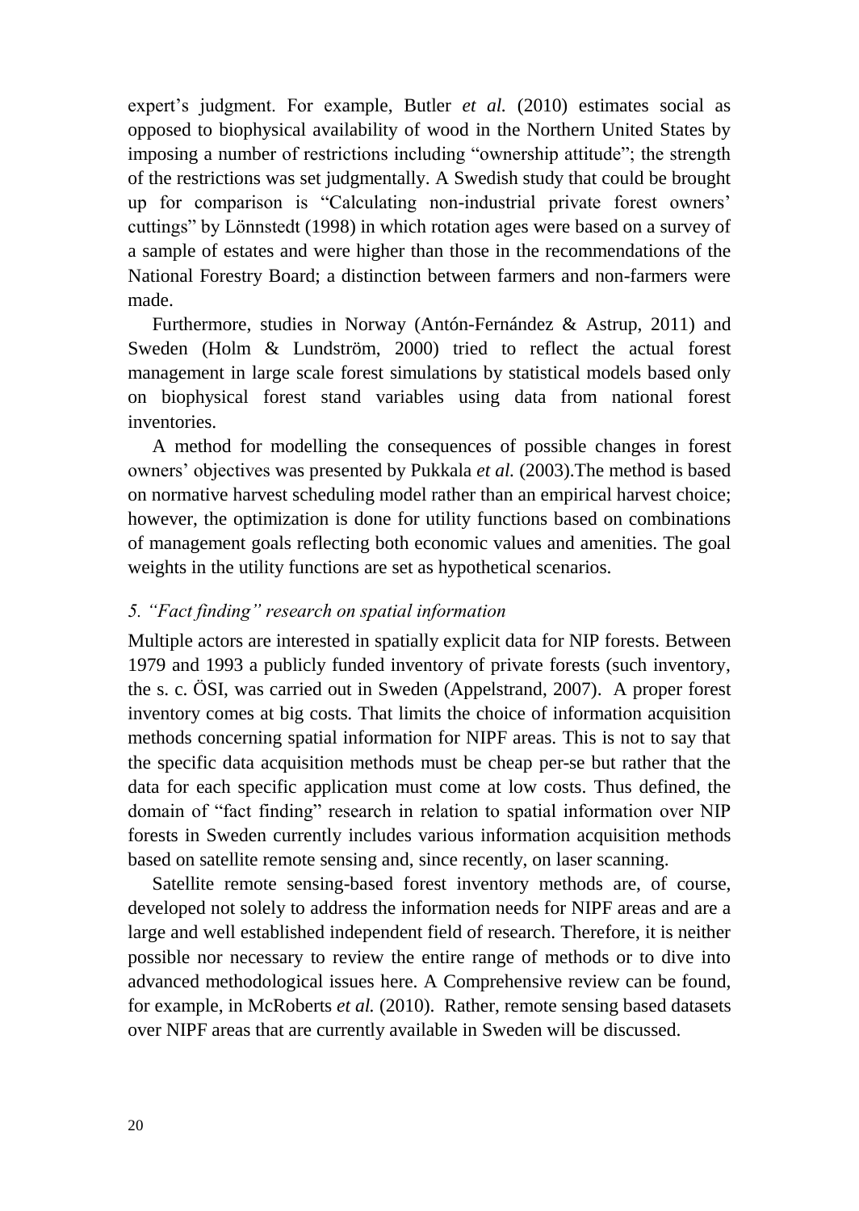expert's judgment. For example, Butler *et al.* (2010) estimates social as opposed to biophysical availability of wood in the Northern United States by imposing a number of restrictions including "ownership attitude"; the strength of the restrictions was set judgmentally. A Swedish study that could be brought up for comparison is "Calculating non-industrial private forest owners' cuttings" by Lönnstedt (1998) in which rotation ages were based on a survey of a sample of estates and were higher than those in the recommendations of the National Forestry Board; a distinction between farmers and non-farmers were made.

Furthermore, studies in Norway (Antón-Fernández & Astrup, 2011) and Sweden (Holm & Lundström, 2000) tried to reflect the actual forest management in large scale forest simulations by statistical models based only on biophysical forest stand variables using data from national forest inventories.

A method for modelling the consequences of possible changes in forest owners' objectives was presented by Pukkala *et al.* (2003).The method is based on normative harvest scheduling model rather than an empirical harvest choice; however, the optimization is done for utility functions based on combinations of management goals reflecting both economic values and amenities. The goal weights in the utility functions are set as hypothetical scenarios.

### *5. "Fact finding" research on spatial information*

Multiple actors are interested in spatially explicit data for NIP forests. Between 1979 and 1993 a publicly funded inventory of private forests (such inventory, the s. c. ÖSI, was carried out in Sweden (Appelstrand, 2007). A proper forest inventory comes at big costs. That limits the choice of information acquisition methods concerning spatial information for NIPF areas. This is not to say that the specific data acquisition methods must be cheap per-se but rather that the data for each specific application must come at low costs. Thus defined, the domain of "fact finding" research in relation to spatial information over NIP forests in Sweden currently includes various information acquisition methods based on satellite remote sensing and, since recently, on laser scanning.

Satellite remote sensing-based forest inventory methods are, of course, developed not solely to address the information needs for NIPF areas and are a large and well established independent field of research. Therefore, it is neither possible nor necessary to review the entire range of methods or to dive into advanced methodological issues here. A Comprehensive review can be found, for example, in McRoberts *et al.* (2010). Rather, remote sensing based datasets over NIPF areas that are currently available in Sweden will be discussed.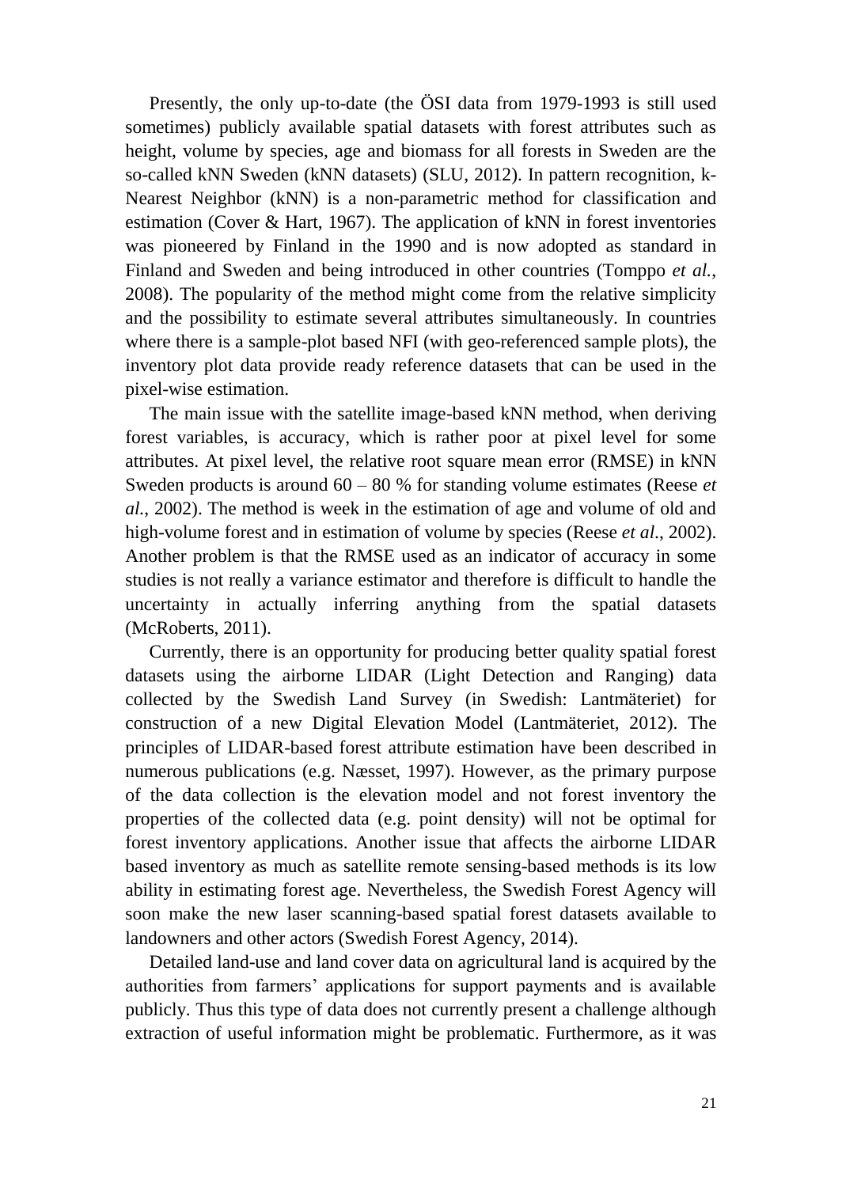Presently, the only up-to-date (the ÖSI data from 1979-1993 is still used sometimes) publicly available spatial datasets with forest attributes such as height, volume by species, age and biomass for all forests in Sweden are the so-called kNN Sweden (kNN datasets) (SLU, 2012). In pattern recognition, k-Nearest Neighbor (kNN) is a non-parametric method for classification and estimation (Cover & Hart, 1967). The application of kNN in forest inventories was pioneered by Finland in the 1990 and is now adopted as standard in Finland and Sweden and being introduced in other countries (Tomppo *et al.*, 2008). The popularity of the method might come from the relative simplicity and the possibility to estimate several attributes simultaneously. In countries where there is a sample-plot based NFI (with geo-referenced sample plots), the inventory plot data provide ready reference datasets that can be used in the pixel-wise estimation.

The main issue with the satellite image-based kNN method, when deriving forest variables, is accuracy, which is rather poor at pixel level for some attributes. At pixel level, the relative root square mean error (RMSE) in kNN Sweden products is around 60 – 80 % for standing volume estimates (Reese *et al.*, 2002). The method is week in the estimation of age and volume of old and high-volume forest and in estimation of volume by species (Reese *et al.*, 2002). Another problem is that the RMSE used as an indicator of accuracy in some studies is not really a variance estimator and therefore is difficult to handle the uncertainty in actually inferring anything from the spatial datasets (McRoberts, 2011).

Currently, there is an opportunity for producing better quality spatial forest datasets using the airborne LIDAR (Light Detection and Ranging) data collected by the Swedish Land Survey (in Swedish: Lantmäteriet) for construction of a new Digital Elevation Model (Lantmäteriet, 2012). The principles of LIDAR-based forest attribute estimation have been described in numerous publications (e.g. Næsset, 1997). However, as the primary purpose of the data collection is the elevation model and not forest inventory the properties of the collected data (e.g. point density) will not be optimal for forest inventory applications. Another issue that affects the airborne LIDAR based inventory as much as satellite remote sensing-based methods is its low ability in estimating forest age. Nevertheless, the Swedish Forest Agency will soon make the new laser scanning-based spatial forest datasets available to landowners and other actors (Swedish Forest Agency, 2014).

Detailed land-use and land cover data on agricultural land is acquired by the authorities from farmers' applications for support payments and is available publicly. Thus this type of data does not currently present a challenge although extraction of useful information might be problematic. Furthermore, as it was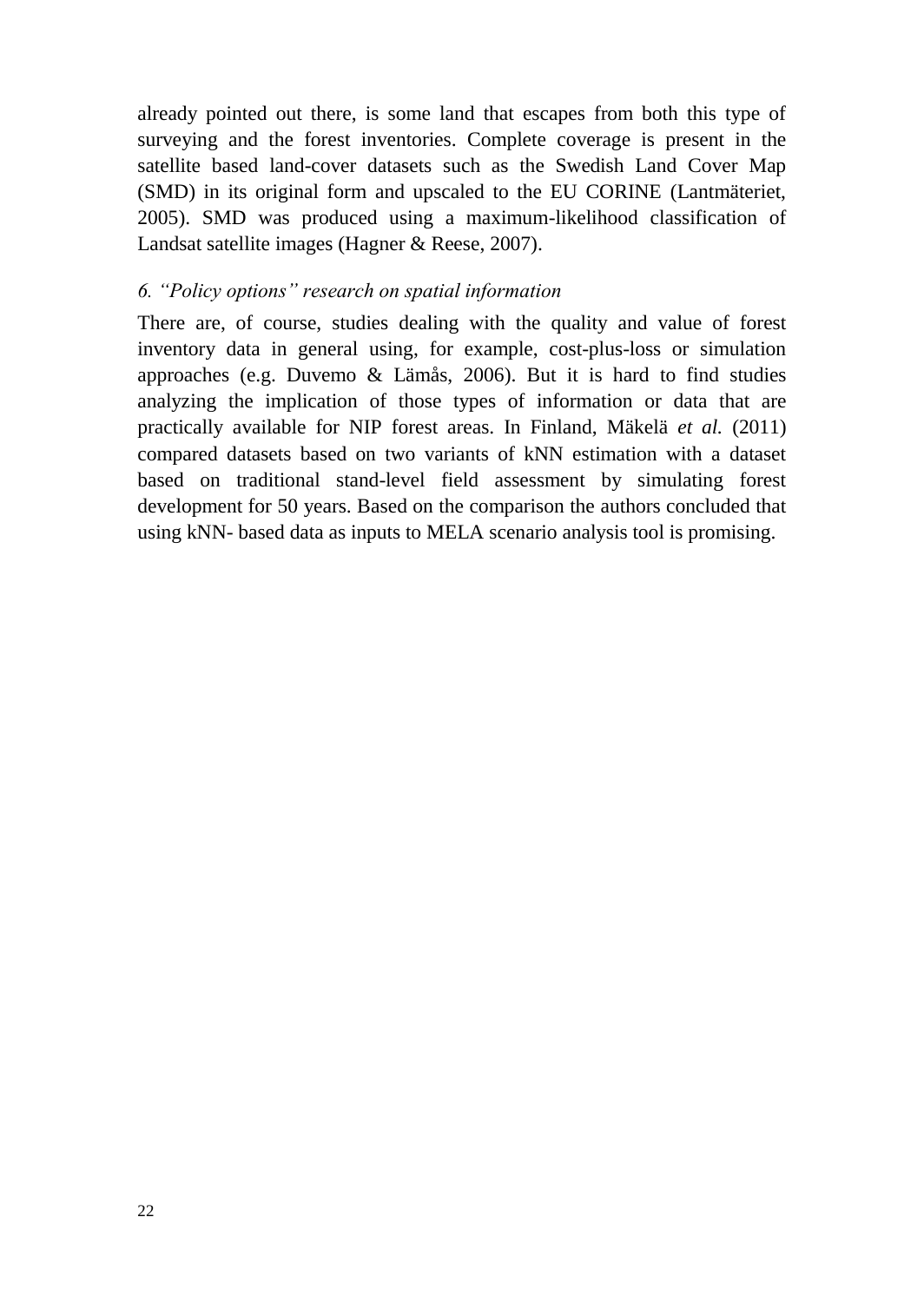already pointed out there, is some land that escapes from both this type of surveying and the forest inventories. Complete coverage is present in the satellite based land-cover datasets such as the Swedish Land Cover Map (SMD) in its original form and upscaled to the EU CORINE (Lantmäteriet, 2005). SMD was produced using a maximum-likelihood classification of Landsat satellite images (Hagner & Reese, 2007).

### *6. "Policy options" research on spatial information*

There are, of course, studies dealing with the quality and value of forest inventory data in general using, for example, cost-plus-loss or simulation approaches (e.g. Duvemo & Lämås, 2006). But it is hard to find studies analyzing the implication of those types of information or data that are practically available for NIP forest areas. In Finland, Mäkelä *et al.* (2011) compared datasets based on two variants of kNN estimation with a dataset based on traditional stand-level field assessment by simulating forest development for 50 years. Based on the comparison the authors concluded that using kNN- based data as inputs to MELA scenario analysis tool is promising.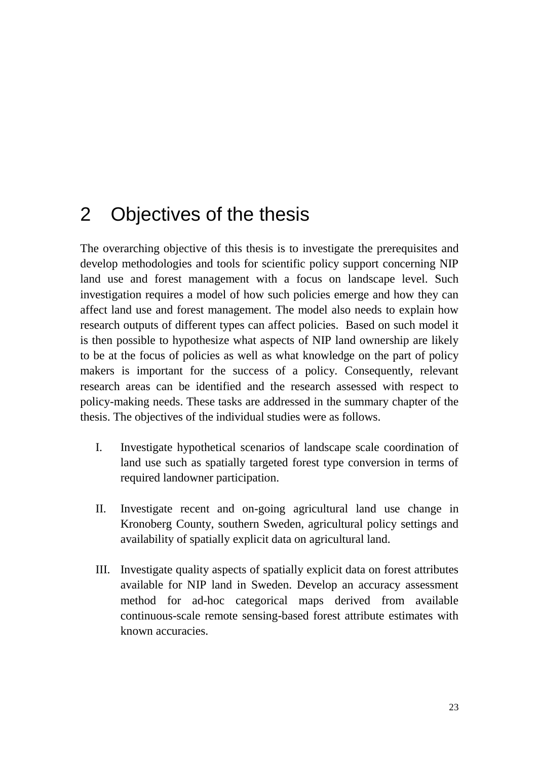# 2 Objectives of the thesis

The overarching objective of this thesis is to investigate the prerequisites and develop methodologies and tools for scientific policy support concerning NIP land use and forest management with a focus on landscape level. Such investigation requires a model of how such policies emerge and how they can affect land use and forest management. The model also needs to explain how research outputs of different types can affect policies. Based on such model it is then possible to hypothesize what aspects of NIP land ownership are likely to be at the focus of policies as well as what knowledge on the part of policy makers is important for the success of a policy. Consequently, relevant research areas can be identified and the research assessed with respect to policy-making needs. These tasks are addressed in the summary chapter of the thesis. The objectives of the individual studies were as follows.

I. Investigate hypothetical scenarios of landscape scale coordination of land use such as spatially targeted forest type conversion in terms of required landowner participation.

II. Investigate recent and on-going agricultural land use change in Kronoberg County, southern Sweden, agricultural policy settings and availability of spatially explicit data on agricultural land.

III. Investigate quality aspects of spatially explicit data on forest attributes available for NIP land in Sweden. Develop an accuracy assessment method for ad-hoc categorical maps derived from available continuous-scale remote sensing-based forest attribute estimates with known accuracies.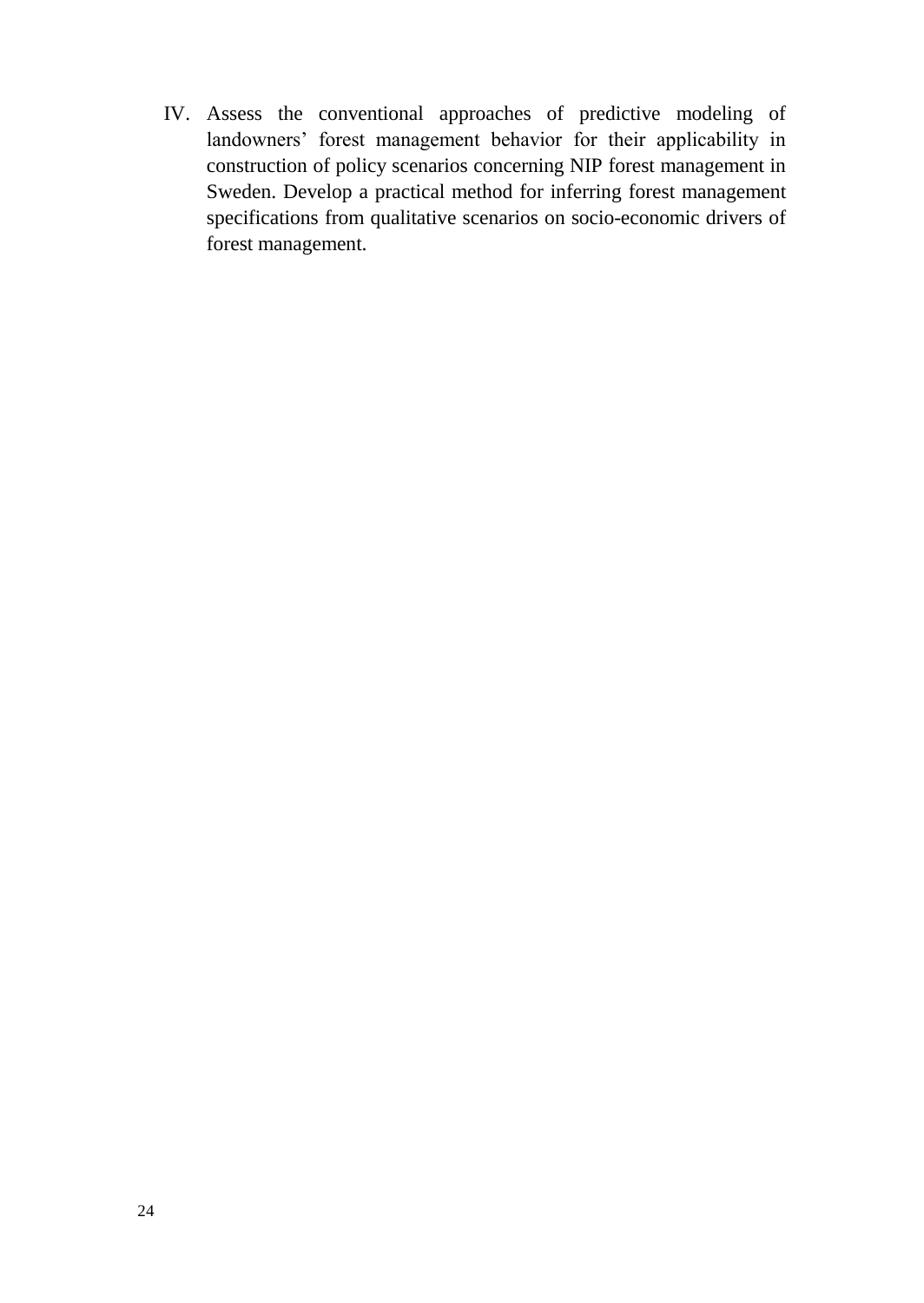IV. Assess the conventional approaches of predictive modeling of landowners' forest management behavior for their applicability in construction of policy scenarios concerning NIP forest management in Sweden. Develop a practical method for inferring forest management specifications from qualitative scenarios on socio-economic drivers of forest management.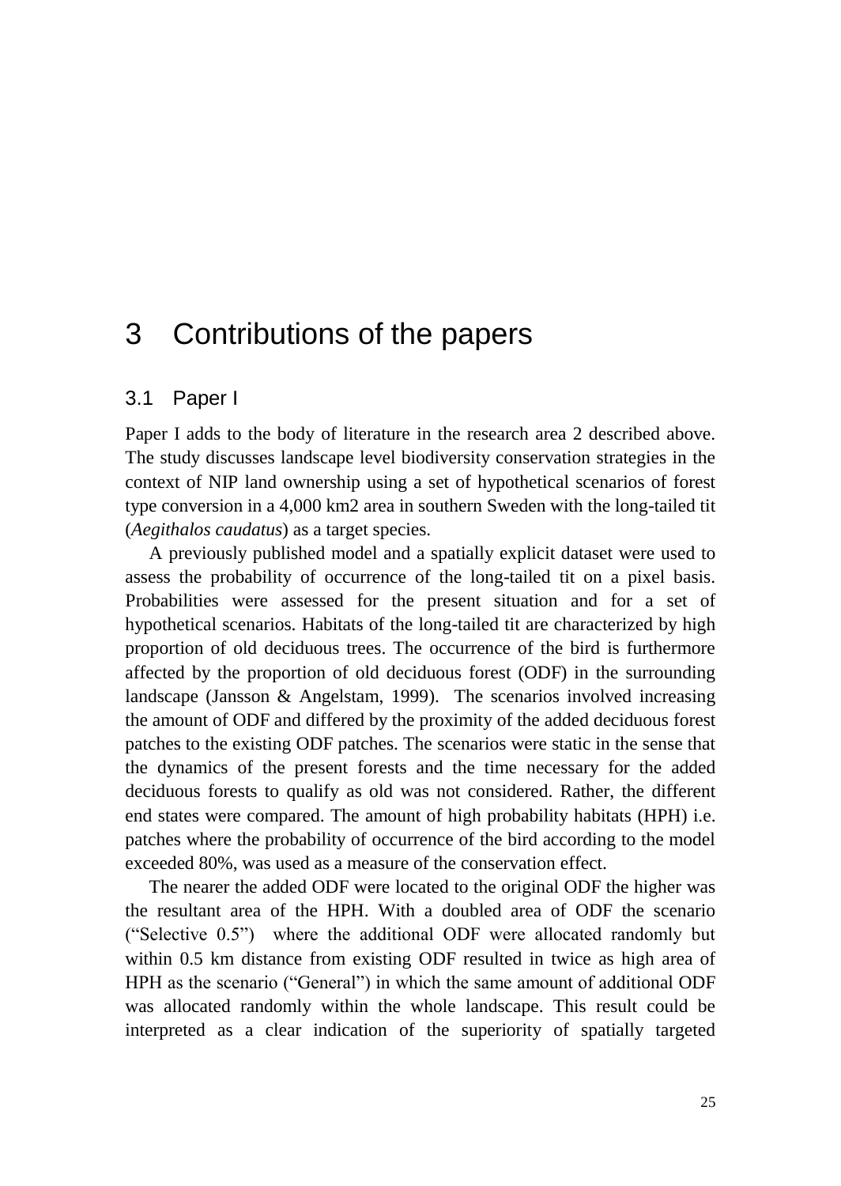# 3 Contributions of the papers

## 3.1 Paper I

Paper I adds to the body of literature in the research area 2 described above. The study discusses landscape level biodiversity conservation strategies in the context of NIP land ownership using a set of hypothetical scenarios of forest type conversion in a 4,000 km2 area in southern Sweden with the long-tailed tit (*Aegithalos caudatus*) as a target species.

A previously published model and a spatially explicit dataset were used to assess the probability of occurrence of the long-tailed tit on a pixel basis. Probabilities were assessed for the present situation and for a set of hypothetical scenarios. Habitats of the long-tailed tit are characterized by high proportion of old deciduous trees. The occurrence of the bird is furthermore affected by the proportion of old deciduous forest (ODF) in the surrounding landscape (Jansson & Angelstam, 1999). The scenarios involved increasing the amount of ODF and differed by the proximity of the added deciduous forest patches to the existing ODF patches. The scenarios were static in the sense that the dynamics of the present forests and the time necessary for the added deciduous forests to qualify as old was not considered. Rather, the different end states were compared. The amount of high probability habitats (HPH) i.e. patches where the probability of occurrence of the bird according to the model exceeded 80%, was used as a measure of the conservation effect.

The nearer the added ODF were located to the original ODF the higher was the resultant area of the HPH. With a doubled area of ODF the scenario ("Selective 0.5") where the additional ODF were allocated randomly but within 0.5 km distance from existing ODF resulted in twice as high area of HPH as the scenario ("General") in which the same amount of additional ODF was allocated randomly within the whole landscape. This result could be interpreted as a clear indication of the superiority of spatially targeted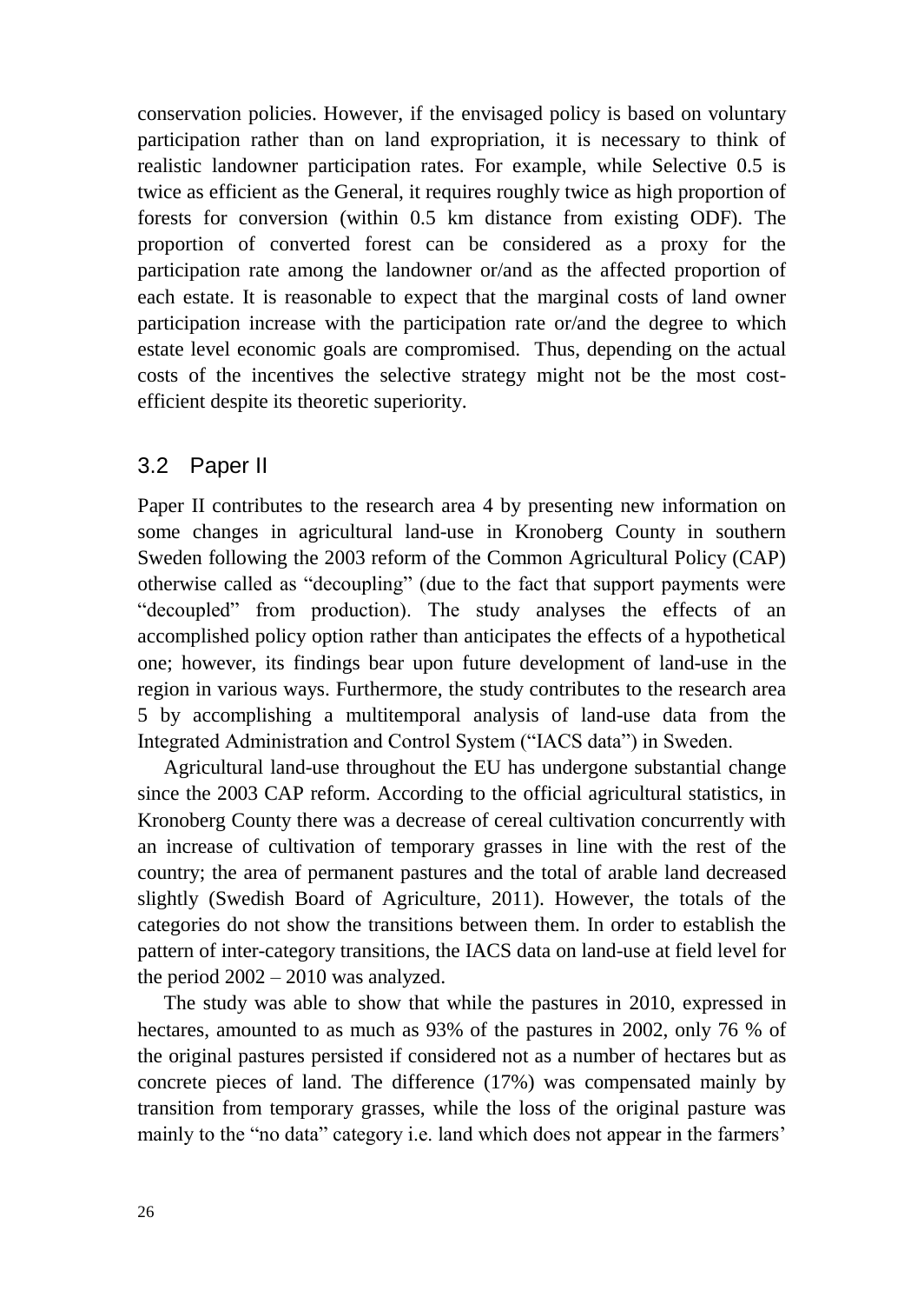conservation policies. However, if the envisaged policy is based on voluntary participation rather than on land expropriation, it is necessary to think of realistic landowner participation rates. For example, while Selective 0.5 is twice as efficient as the General, it requires roughly twice as high proportion of forests for conversion (within 0.5 km distance from existing ODF). The proportion of converted forest can be considered as a proxy for the participation rate among the landowner or/and as the affected proportion of each estate. It is reasonable to expect that the marginal costs of land owner participation increase with the participation rate or/and the degree to which estate level economic goals are compromised. Thus, depending on the actual costs of the incentives the selective strategy might not be the most cost-efficient despite its theoretic superiority.

## 3.2 Paper II

Paper II contributes to the research area 4 by presenting new information on some changes in agricultural land-use in Kronoberg County in southern Sweden following the 2003 reform of the Common Agricultural Policy (CAP) otherwise called as "decoupling" (due to the fact that support payments were "decoupled" from production). The study analyses the effects of an accomplished policy option rather than anticipates the effects of a hypothetical one; however, its findings bear upon future development of land-use in the region in various ways. Furthermore, the study contributes to the research area 5 by accomplishing a multitemporal analysis of land-use data from the Integrated Administration and Control System ("IACS data") in Sweden.

Agricultural land-use throughout the EU has undergone substantial change since the 2003 CAP reform. According to the official agricultural statistics, in Kronoberg County there was a decrease of cereal cultivation concurrently with an increase of cultivation of temporary grasses in line with the rest of the country; the area of permanent pastures and the total of arable land decreased slightly (Swedish Board of Agriculture, 2011). However, the totals of the categories do not show the transitions between them. In order to establish the pattern of inter-category transitions, the IACS data on land-use at field level for the period 2002 – 2010 was analyzed.

The study was able to show that while the pastures in 2010, expressed in hectares, amounted to as much as 93% of the pastures in 2002, only 76 % of the original pastures persisted if considered not as a number of hectares but as concrete pieces of land. The difference (17%) was compensated mainly by transition from temporary grasses, while the loss of the original pasture was mainly to the "no data" category i.e. land which does not appear in the farmers'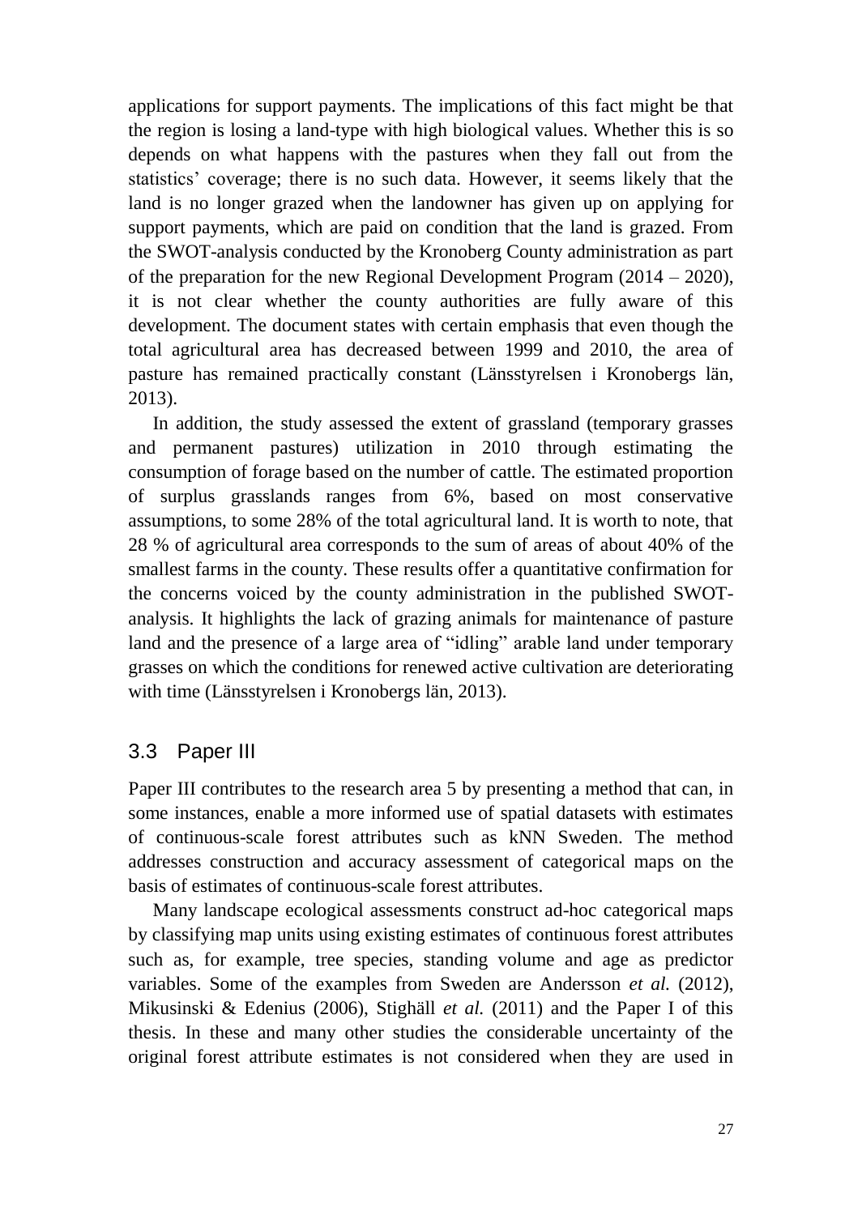applications for support payments. The implications of this fact might be that the region is losing a land-type with high biological values. Whether this is so depends on what happens with the pastures when they fall out from the statistics' coverage; there is no such data. However, it seems likely that the land is no longer grazed when the landowner has given up on applying for support payments, which are paid on condition that the land is grazed. From the SWOT-analysis conducted by the Kronoberg County administration as part of the preparation for the new Regional Development Program (2014 – 2020), it is not clear whether the county authorities are fully aware of this development. The document states with certain emphasis that even though the total agricultural area has decreased between 1999 and 2010, the area of pasture has remained practically constant (Länsstyrelsen i Kronobergs län, 2013).

In addition, the study assessed the extent of grassland (temporary grasses and permanent pastures) utilization in 2010 through estimating the consumption of forage based on the number of cattle. The estimated proportion of surplus grasslands ranges from 6%, based on most conservative assumptions, to some 28% of the total agricultural land. It is worth to note, that 28 % of agricultural area corresponds to the sum of areas of about 40% of the smallest farms in the county. These results offer a quantitative confirmation for the concerns voiced by the county administration in the published SWOT-analysis. It highlights the lack of grazing animals for maintenance of pasture land and the presence of a large area of "idling" arable land under temporary grasses on which the conditions for renewed active cultivation are deteriorating with time (Länsstyrelsen i Kronobergs län, 2013).

## 3.3 Paper III

Paper III contributes to the research area 5 by presenting a method that can, in some instances, enable a more informed use of spatial datasets with estimates of continuous-scale forest attributes such as kNN Sweden. The method addresses construction and accuracy assessment of categorical maps on the basis of estimates of continuous-scale forest attributes.

Many landscape ecological assessments construct ad-hoc categorical maps by classifying map units using existing estimates of continuous forest attributes such as, for example, tree species, standing volume and age as predictor variables. Some of the examples from Sweden are Andersson *et al.* (2012), Mikusinski & Edenius (2006), Stighäll *et al.* (2011) and the Paper I of this thesis. In these and many other studies the considerable uncertainty of the original forest attribute estimates is not considered when they are used in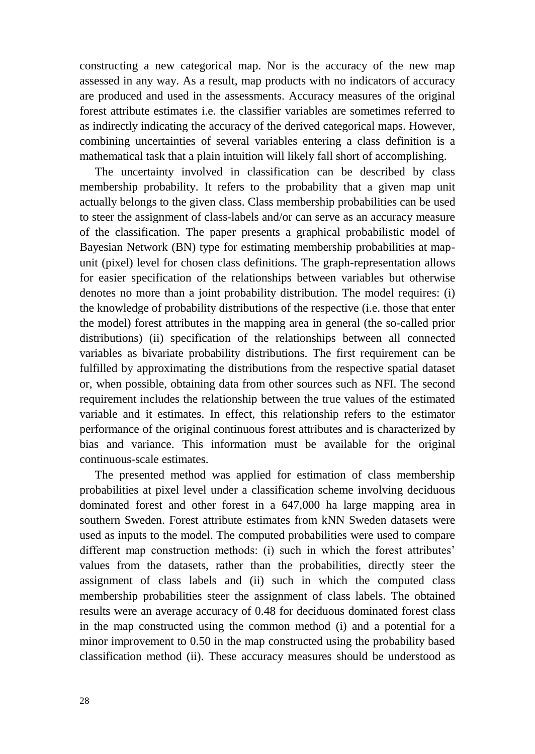constructing a new categorical map. Nor is the accuracy of the new map assessed in any way. As a result, map products with no indicators of accuracy are produced and used in the assessments. Accuracy measures of the original forest attribute estimates i.e. the classifier variables are sometimes referred to as indirectly indicating the accuracy of the derived categorical maps. However, combining uncertainties of several variables entering a class definition is a mathematical task that a plain intuition will likely fall short of accomplishing.

The uncertainty involved in classification can be described by class membership probability. It refers to the probability that a given map unit actually belongs to the given class. Class membership probabilities can be used to steer the assignment of class-labels and/or can serve as an accuracy measure of the classification. The paper presents a graphical probabilistic model of Bayesian Network (BN) type for estimating membership probabilities at map-unit (pixel) level for chosen class definitions. The graph-representation allows for easier specification of the relationships between variables but otherwise denotes no more than a joint probability distribution. The model requires: (i) the knowledge of probability distributions of the respective (i.e. those that enter the model) forest attributes in the mapping area in general (the so-called prior distributions) (ii) specification of the relationships between all connected variables as bivariate probability distributions. The first requirement can be fulfilled by approximating the distributions from the respective spatial dataset or, when possible, obtaining data from other sources such as NFI. The second requirement includes the relationship between the true values of the estimated variable and it estimates. In effect, this relationship refers to the estimator performance of the original continuous forest attributes and is characterized by bias and variance. This information must be available for the original continuous-scale estimates.

The presented method was applied for estimation of class membership probabilities at pixel level under a classification scheme involving deciduous dominated forest and other forest in a 647,000 ha large mapping area in southern Sweden. Forest attribute estimates from kNN Sweden datasets were used as inputs to the model. The computed probabilities were used to compare different map construction methods: (i) such in which the forest attributes' values from the datasets, rather than the probabilities, directly steer the assignment of class labels and (ii) such in which the computed class membership probabilities steer the assignment of class labels. The obtained results were an average accuracy of 0.48 for deciduous dominated forest class in the map constructed using the common method (i) and a potential for a minor improvement to 0.50 in the map constructed using the probability based classification method (ii). These accuracy measures should be understood as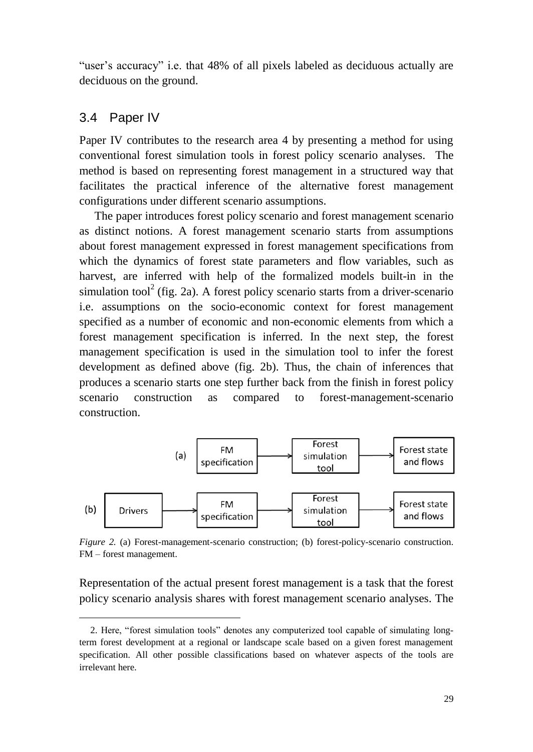"user's accuracy" i.e. that 48% of all pixels labeled as deciduous actually are deciduous on the ground.

## 3.4 Paper IV

Paper IV contributes to the research area 4 by presenting a method for using conventional forest simulation tools in forest policy scenario analyses. The method is based on representing forest management in a structured way that facilitates the practical inference of the alternative forest management configurations under different scenario assumptions.

The paper introduces forest policy scenario and forest management scenario as distinct notions. A forest management scenario starts from assumptions about forest management expressed in forest management specifications from which the dynamics of forest state parameters and flow variables, such as harvest, are inferred with help of the formalized models built-in in the simulation tool[2] (fig. 2a). A forest policy scenario starts from a driver-scenario i.e. assumptions on the socio-economic context for forest management specified as a number of economic and non-economic elements from which a forest management specification is inferred. In the next step, the forest management specification is used in the simulation tool to infer the forest development as defined above (fig. 2b). Thus, the chain of inferences that produces a scenario starts one step further back from the finish in forest policy scenario construction as compared to forest-management-scenario construction.

(a) FM specification → Forest simulation tool → Forest state and flows

(b) Drivers → FM specification → Forest simulation tool → Forest state and flows

*Figure 2.* (a) Forest-management-scenario construction; (b) forest-policy-scenario construction. FM – forest management.

Representation of the actual present forest management is a task that the forest policy scenario analysis shares with forest management scenario analyses. The

2. Here, "forest simulation tools" denotes any computerized tool capable of simulating long-term forest development at a regional or landscape scale based on a given forest management specification. All other possible classifications based on whatever aspects of the tools are irrelevant here.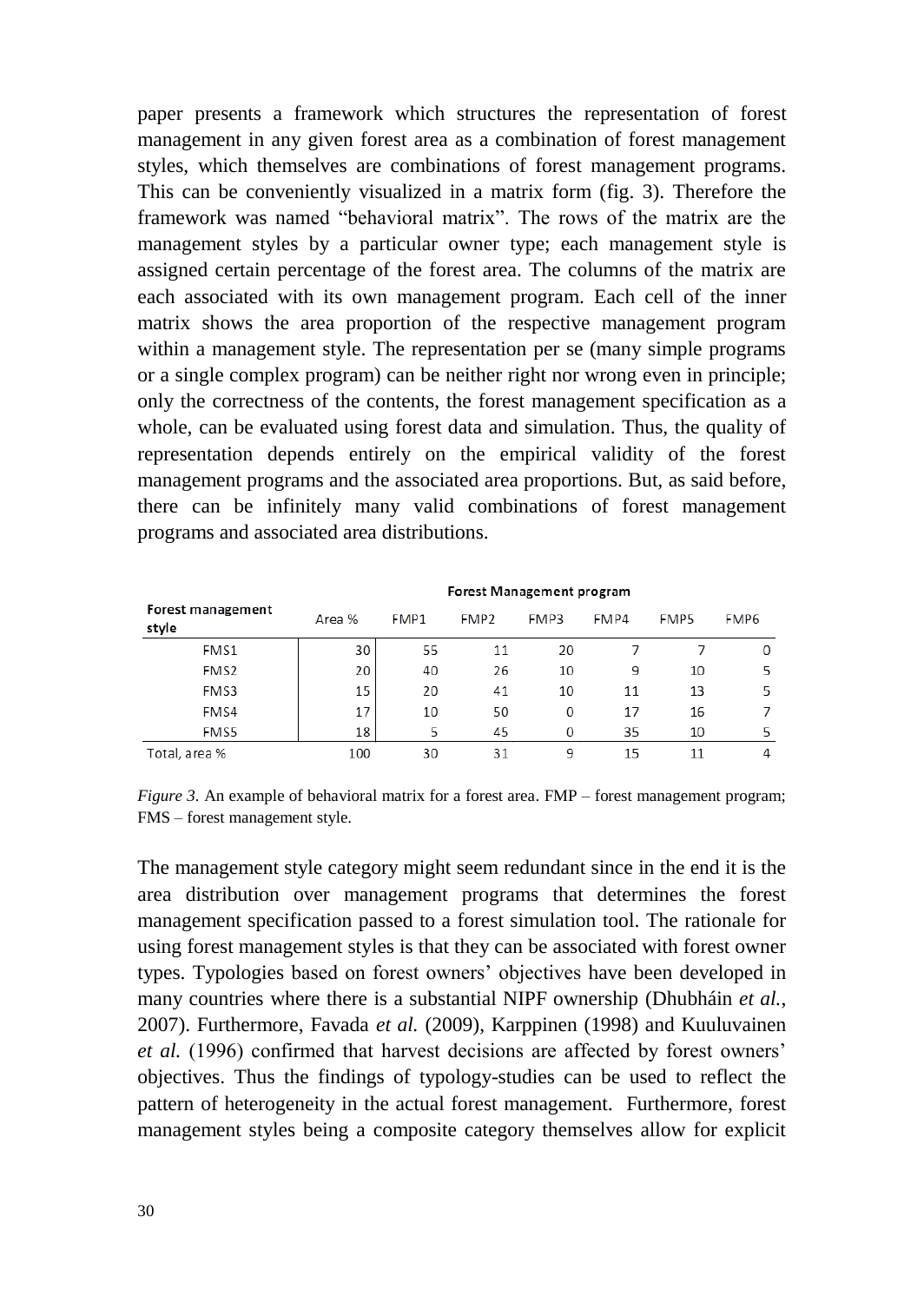paper presents a framework which structures the representation of forest management in any given forest area as a combination of forest management styles, which themselves are combinations of forest management programs. This can be conveniently visualized in a matrix form (fig. 3). Therefore the framework was named "behavioral matrix". The rows of the matrix are the management styles by a particular owner type; each management style is assigned certain percentage of the forest area. The columns of the matrix are each associated with its own management program. Each cell of the inner matrix shows the area proportion of the respective management program within a management style. The representation per se (many simple programs or a single complex program) can be neither right nor wrong even in principle; only the correctness of the contents, the forest management specification as a whole, can be evaluated using forest data and simulation. Thus, the quality of representation depends entirely on the empirical validity of the forest management programs and the associated area proportions. But, as said before, there can be infinitely many valid combinations of forest management programs and associated area distributions.

| | | **Forest Management program** | | | | | |
|---|---|---|---|---|---|---|---|
| **Forest management style** | Area % | FMP1 | FMP2 | FMP3 | FMP4 | FMP5 | FMP6 |
| FMS1 | 30 | 55 | 11 | 20 | 7 | 7 | 0 |
| FMS2 | 20 | 40 | 26 | 10 | 9 | 10 | 5 |
| FMS3 | 15 | 20 | 41 | 10 | 11 | 13 | 5 |
| FMS4 | 17 | 10 | 50 | 0 | 17 | 16 | 7 |
| FMS5 | 18 | 5 | 45 | 0 | 35 | 10 | 5 |
| Total, area % | 100 | 30 | 31 | 9 | 15 | 11 | 4 |

*Figure 3.* An example of behavioral matrix for a forest area. FMP – forest management program; FMS – forest management style.

The management style category might seem redundant since in the end it is the area distribution over management programs that determines the forest management specification passed to a forest simulation tool. The rationale for using forest management styles is that they can be associated with forest owner types. Typologies based on forest owners' objectives have been developed in many countries where there is a substantial NIPF ownership (Dhubháin *et al.*, 2007). Furthermore, Favada *et al.* (2009), Karppinen (1998) and Kuuluvainen *et al.* (1996) confirmed that harvest decisions are affected by forest owners' objectives. Thus the findings of typology-studies can be used to reflect the pattern of heterogeneity in the actual forest management. Furthermore, forest management styles being a composite category themselves allow for explicit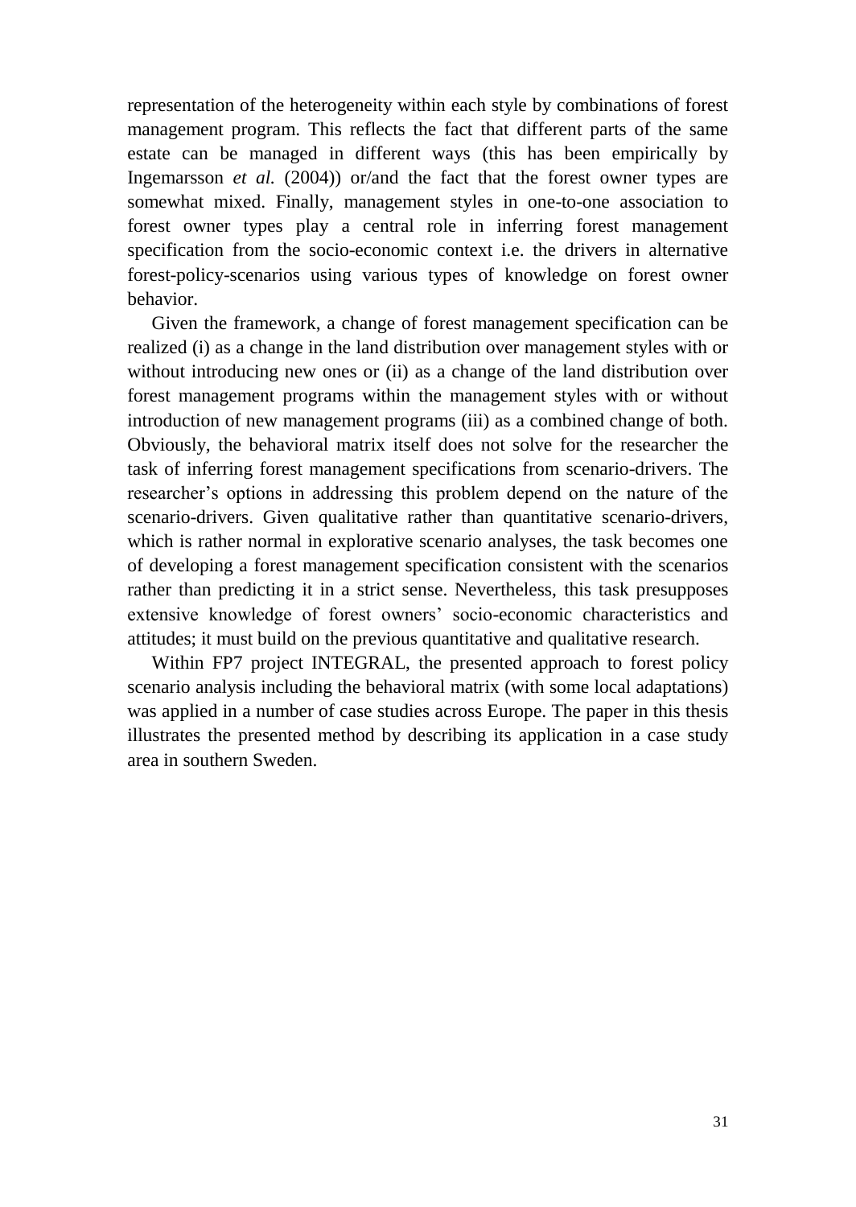representation of the heterogeneity within each style by combinations of forest management program. This reflects the fact that different parts of the same estate can be managed in different ways (this has been empirically by Ingemarsson *et al.* (2004)) or/and the fact that the forest owner types are somewhat mixed. Finally, management styles in one-to-one association to forest owner types play a central role in inferring forest management specification from the socio-economic context i.e. the drivers in alternative forest-policy-scenarios using various types of knowledge on forest owner behavior.

Given the framework, a change of forest management specification can be realized (i) as a change in the land distribution over management styles with or without introducing new ones or (ii) as a change of the land distribution over forest management programs within the management styles with or without introduction of new management programs (iii) as a combined change of both. Obviously, the behavioral matrix itself does not solve for the researcher the task of inferring forest management specifications from scenario-drivers. The researcher's options in addressing this problem depend on the nature of the scenario-drivers. Given qualitative rather than quantitative scenario-drivers, which is rather normal in explorative scenario analyses, the task becomes one of developing a forest management specification consistent with the scenarios rather than predicting it in a strict sense. Nevertheless, this task presupposes extensive knowledge of forest owners' socio-economic characteristics and attitudes; it must build on the previous quantitative and qualitative research.

Within FP7 project INTEGRAL, the presented approach to forest policy scenario analysis including the behavioral matrix (with some local adaptations) was applied in a number of case studies across Europe. The paper in this thesis illustrates the presented method by describing its application in a case study area in southern Sweden.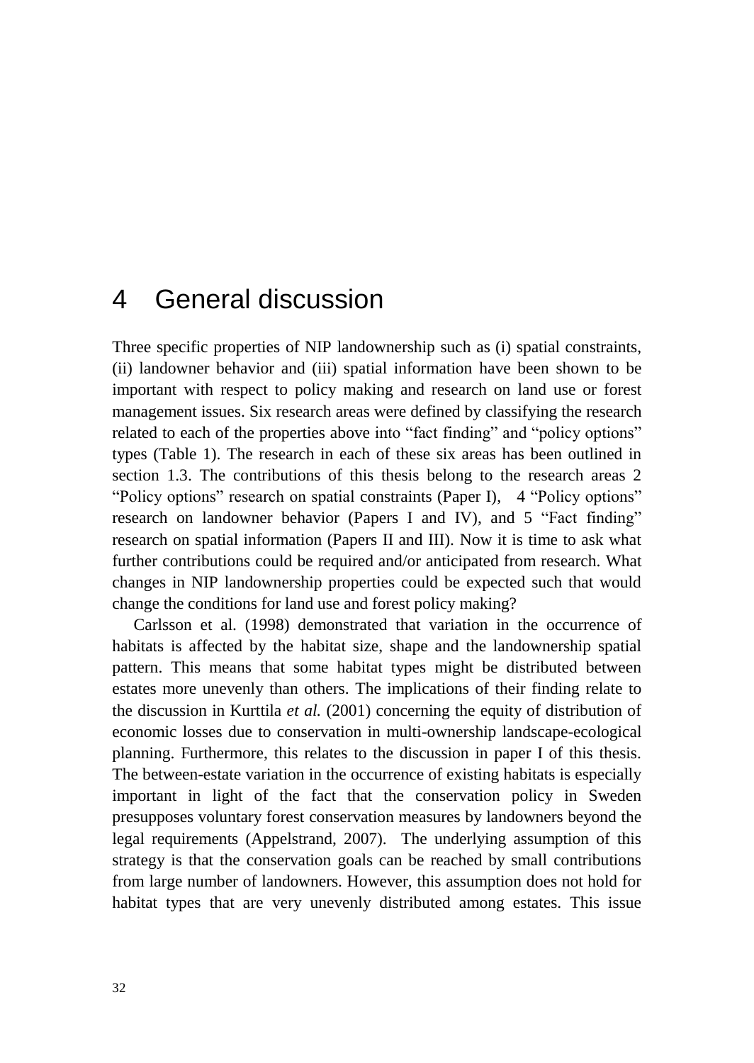# 4 General discussion

Three specific properties of NIP landownership such as (i) spatial constraints, (ii) landowner behavior and (iii) spatial information have been shown to be important with respect to policy making and research on land use or forest management issues. Six research areas were defined by classifying the research related to each of the properties above into "fact finding" and "policy options" types (Table 1). The research in each of these six areas has been outlined in section 1.3. The contributions of this thesis belong to the research areas 2 "Policy options" research on spatial constraints (Paper I), 4 "Policy options" research on landowner behavior (Papers I and IV), and 5 "Fact finding" research on spatial information (Papers II and III). Now it is time to ask what further contributions could be required and/or anticipated from research. What changes in NIP landownership properties could be expected such that would change the conditions for land use and forest policy making?

Carlsson et al. (1998) demonstrated that variation in the occurrence of habitats is affected by the habitat size, shape and the landownership spatial pattern. This means that some habitat types might be distributed between estates more unevenly than others. The implications of their finding relate to the discussion in Kurttila *et al.* (2001) concerning the equity of distribution of economic losses due to conservation in multi-ownership landscape-ecological planning. Furthermore, this relates to the discussion in paper I of this thesis. The between-estate variation in the occurrence of existing habitats is especially important in light of the fact that the conservation policy in Sweden presupposes voluntary forest conservation measures by landowners beyond the legal requirements (Appelstrand, 2007). The underlying assumption of this strategy is that the conservation goals can be reached by small contributions from large number of landowners. However, this assumption does not hold for habitat types that are very unevenly distributed among estates. This issue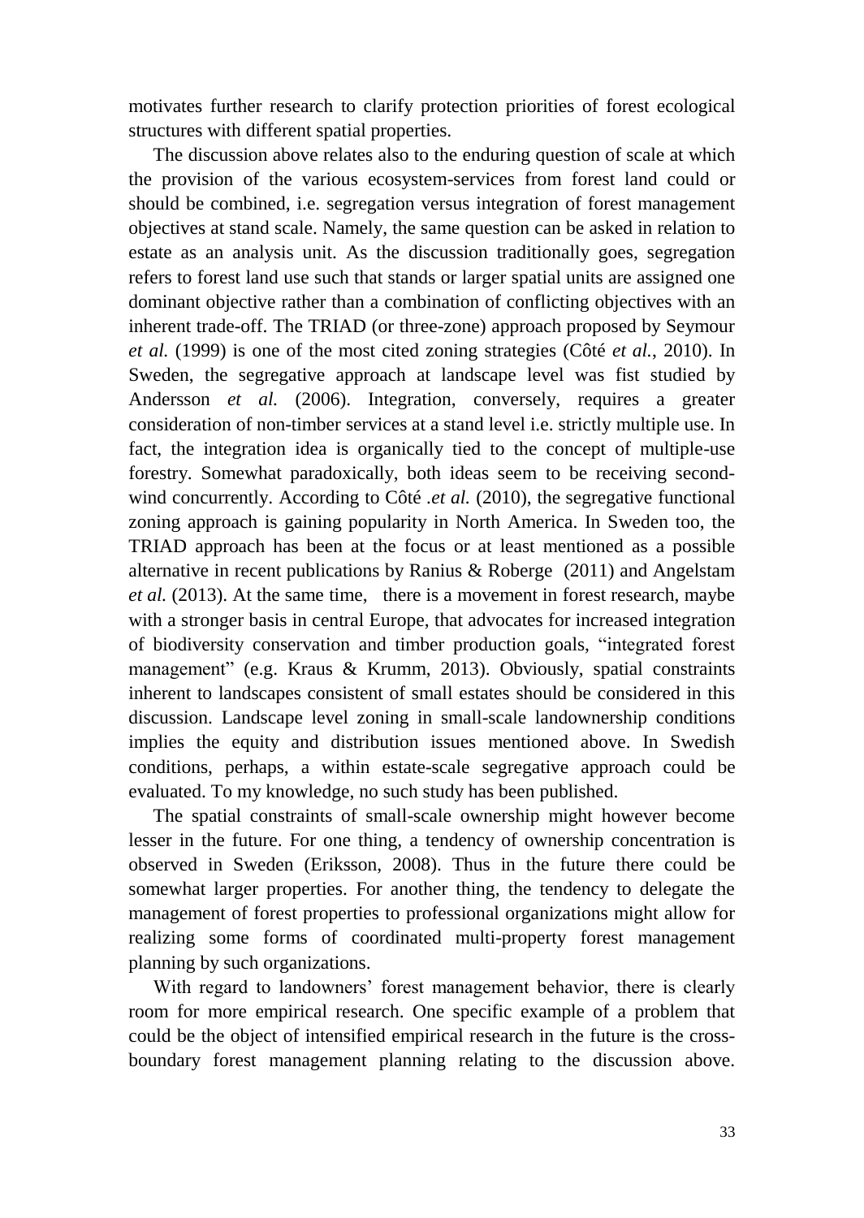motivates further research to clarify protection priorities of forest ecological structures with different spatial properties.

The discussion above relates also to the enduring question of scale at which the provision of the various ecosystem-services from forest land could or should be combined, i.e. segregation versus integration of forest management objectives at stand scale. Namely, the same question can be asked in relation to estate as an analysis unit. As the discussion traditionally goes, segregation refers to forest land use such that stands or larger spatial units are assigned one dominant objective rather than a combination of conflicting objectives with an inherent trade-off. The TRIAD (or three-zone) approach proposed by Seymour *et al.* (1999) is one of the most cited zoning strategies (Côté *et al.*, 2010). In Sweden, the segregative approach at landscape level was fist studied by Andersson *et al.* (2006). Integration, conversely, requires a greater consideration of non-timber services at a stand level i.e. strictly multiple use. In fact, the integration idea is organically tied to the concept of multiple-use forestry. Somewhat paradoxically, both ideas seem to be receiving second-wind concurrently. According to Côté .*et al.* (2010), the segregative functional zoning approach is gaining popularity in North America. In Sweden too, the TRIAD approach has been at the focus or at least mentioned as a possible alternative in recent publications by Ranius & Roberge (2011) and Angelstam *et al.* (2013). At the same time, there is a movement in forest research, maybe with a stronger basis in central Europe, that advocates for increased integration of biodiversity conservation and timber production goals, "integrated forest management" (e.g. Kraus & Krumm, 2013). Obviously, spatial constraints inherent to landscapes consistent of small estates should be considered in this discussion. Landscape level zoning in small-scale landownership conditions implies the equity and distribution issues mentioned above. In Swedish conditions, perhaps, a within estate-scale segregative approach could be evaluated. To my knowledge, no such study has been published.

The spatial constraints of small-scale ownership might however become lesser in the future. For one thing, a tendency of ownership concentration is observed in Sweden (Eriksson, 2008). Thus in the future there could be somewhat larger properties. For another thing, the tendency to delegate the management of forest properties to professional organizations might allow for realizing some forms of coordinated multi-property forest management planning by such organizations.

With regard to landowners' forest management behavior, there is clearly room for more empirical research. One specific example of a problem that could be the object of intensified empirical research in the future is the cross-boundary forest management planning relating to the discussion above.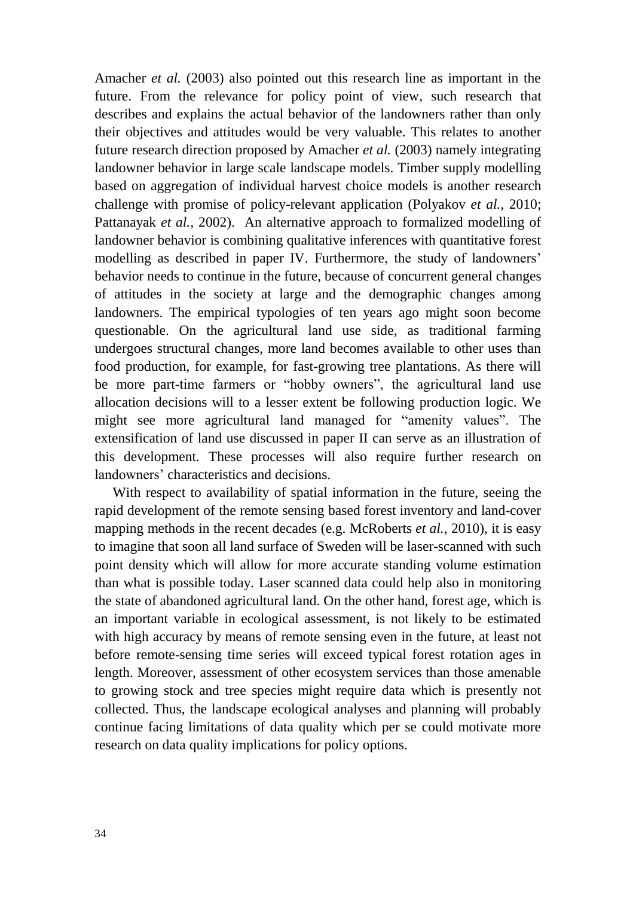Amacher *et al.* (2003) also pointed out this research line as important in the future. From the relevance for policy point of view, such research that describes and explains the actual behavior of the landowners rather than only their objectives and attitudes would be very valuable. This relates to another future research direction proposed by Amacher *et al.* (2003) namely integrating landowner behavior in large scale landscape models. Timber supply modelling based on aggregation of individual harvest choice models is another research challenge with promise of policy-relevant application (Polyakov *et al.*, 2010; Pattanayak *et al.*, 2002). An alternative approach to formalized modelling of landowner behavior is combining qualitative inferences with quantitative forest modelling as described in paper IV. Furthermore, the study of landowners' behavior needs to continue in the future, because of concurrent general changes of attitudes in the society at large and the demographic changes among landowners. The empirical typologies of ten years ago might soon become questionable. On the agricultural land use side, as traditional farming undergoes structural changes, more land becomes available to other uses than food production, for example, for fast-growing tree plantations. As there will be more part-time farmers or "hobby owners", the agricultural land use allocation decisions will to a lesser extent be following production logic. We might see more agricultural land managed for "amenity values". The extensification of land use discussed in paper II can serve as an illustration of this development. These processes will also require further research on landowners' characteristics and decisions.

With respect to availability of spatial information in the future, seeing the rapid development of the remote sensing based forest inventory and land-cover mapping methods in the recent decades (e.g. McRoberts *et al.*, 2010), it is easy to imagine that soon all land surface of Sweden will be laser-scanned with such point density which will allow for more accurate standing volume estimation than what is possible today. Laser scanned data could help also in monitoring the state of abandoned agricultural land. On the other hand, forest age, which is an important variable in ecological assessment, is not likely to be estimated with high accuracy by means of remote sensing even in the future, at least not before remote-sensing time series will exceed typical forest rotation ages in length. Moreover, assessment of other ecosystem services than those amenable to growing stock and tree species might require data which is presently not collected. Thus, the landscape ecological analyses and planning will probably continue facing limitations of data quality which per se could motivate more research on data quality implications for policy options.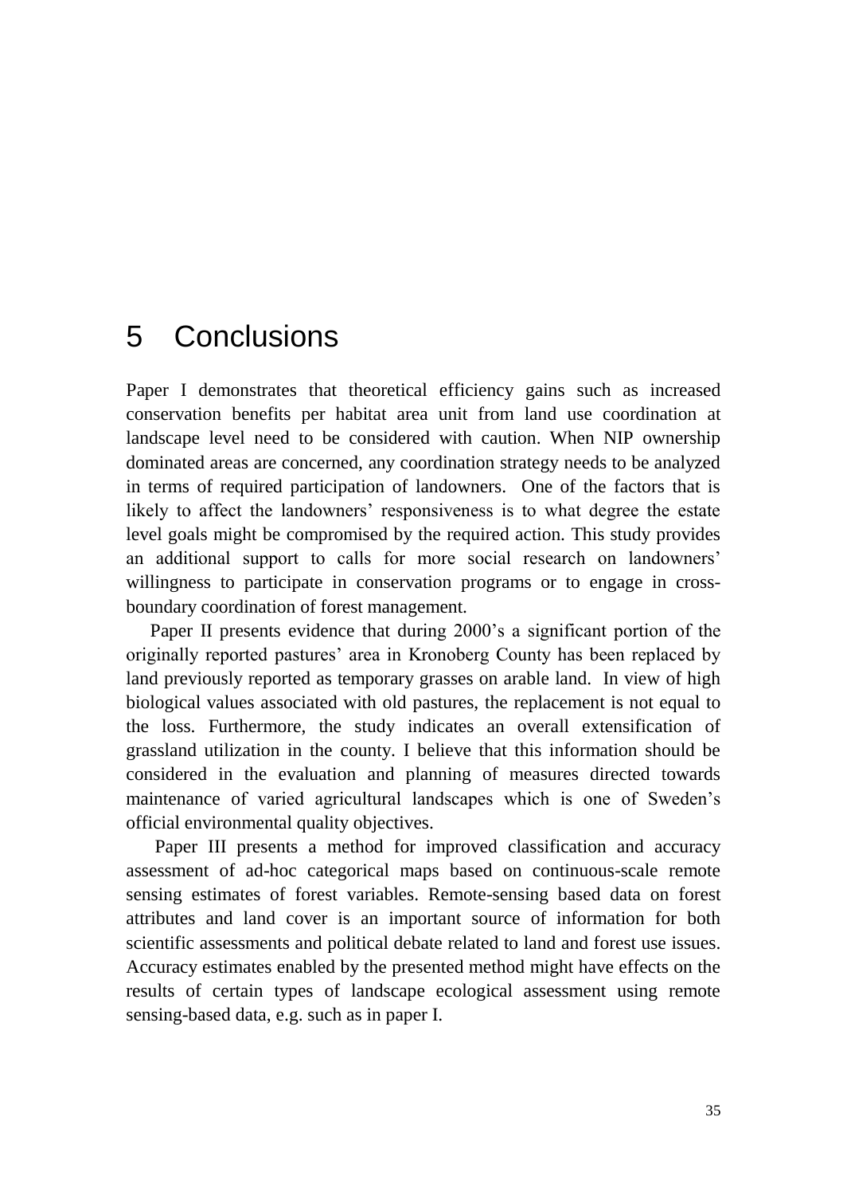# 5 Conclusions

Paper I demonstrates that theoretical efficiency gains such as increased conservation benefits per habitat area unit from land use coordination at landscape level need to be considered with caution. When NIP ownership dominated areas are concerned, any coordination strategy needs to be analyzed in terms of required participation of landowners. One of the factors that is likely to affect the landowners' responsiveness is to what degree the estate level goals might be compromised by the required action. This study provides an additional support to calls for more social research on landowners' willingness to participate in conservation programs or to engage in cross-boundary coordination of forest management.

Paper II presents evidence that during 2000's a significant portion of the originally reported pastures' area in Kronoberg County has been replaced by land previously reported as temporary grasses on arable land. In view of high biological values associated with old pastures, the replacement is not equal to the loss. Furthermore, the study indicates an overall extensification of grassland utilization in the county. I believe that this information should be considered in the evaluation and planning of measures directed towards maintenance of varied agricultural landscapes which is one of Sweden's official environmental quality objectives.

Paper III presents a method for improved classification and accuracy assessment of ad-hoc categorical maps based on continuous-scale remote sensing estimates of forest variables. Remote-sensing based data on forest attributes and land cover is an important source of information for both scientific assessments and political debate related to land and forest use issues. Accuracy estimates enabled by the presented method might have effects on the results of certain types of landscape ecological assessment using remote sensing-based data, e.g. such as in paper I.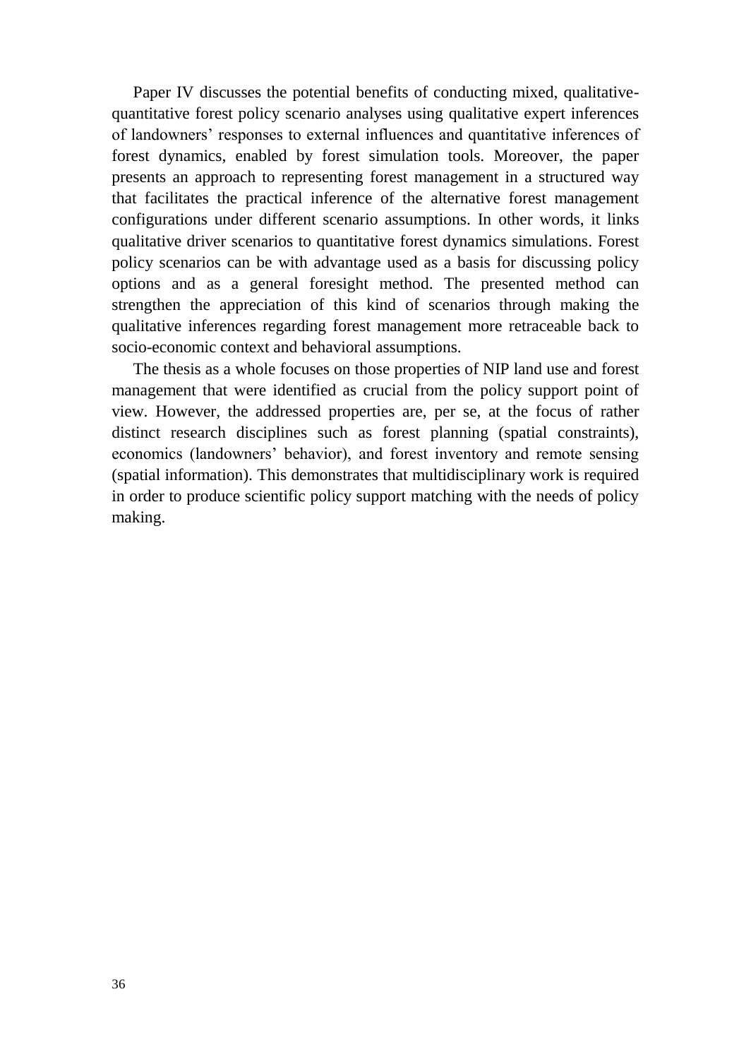Paper IV discusses the potential benefits of conducting mixed, qualitative-quantitative forest policy scenario analyses using qualitative expert inferences of landowners' responses to external influences and quantitative inferences of forest dynamics, enabled by forest simulation tools. Moreover, the paper presents an approach to representing forest management in a structured way that facilitates the practical inference of the alternative forest management configurations under different scenario assumptions. In other words, it links qualitative driver scenarios to quantitative forest dynamics simulations. Forest policy scenarios can be with advantage used as a basis for discussing policy options and as a general foresight method. The presented method can strengthen the appreciation of this kind of scenarios through making the qualitative inferences regarding forest management more retraceable back to socio-economic context and behavioral assumptions.

The thesis as a whole focuses on those properties of NIP land use and forest management that were identified as crucial from the policy support point of view. However, the addressed properties are, per se, at the focus of rather distinct research disciplines such as forest planning (spatial constraints), economics (landowners' behavior), and forest inventory and remote sensing (spatial information). This demonstrates that multidisciplinary work is required in order to produce scientific policy support matching with the needs of policy making.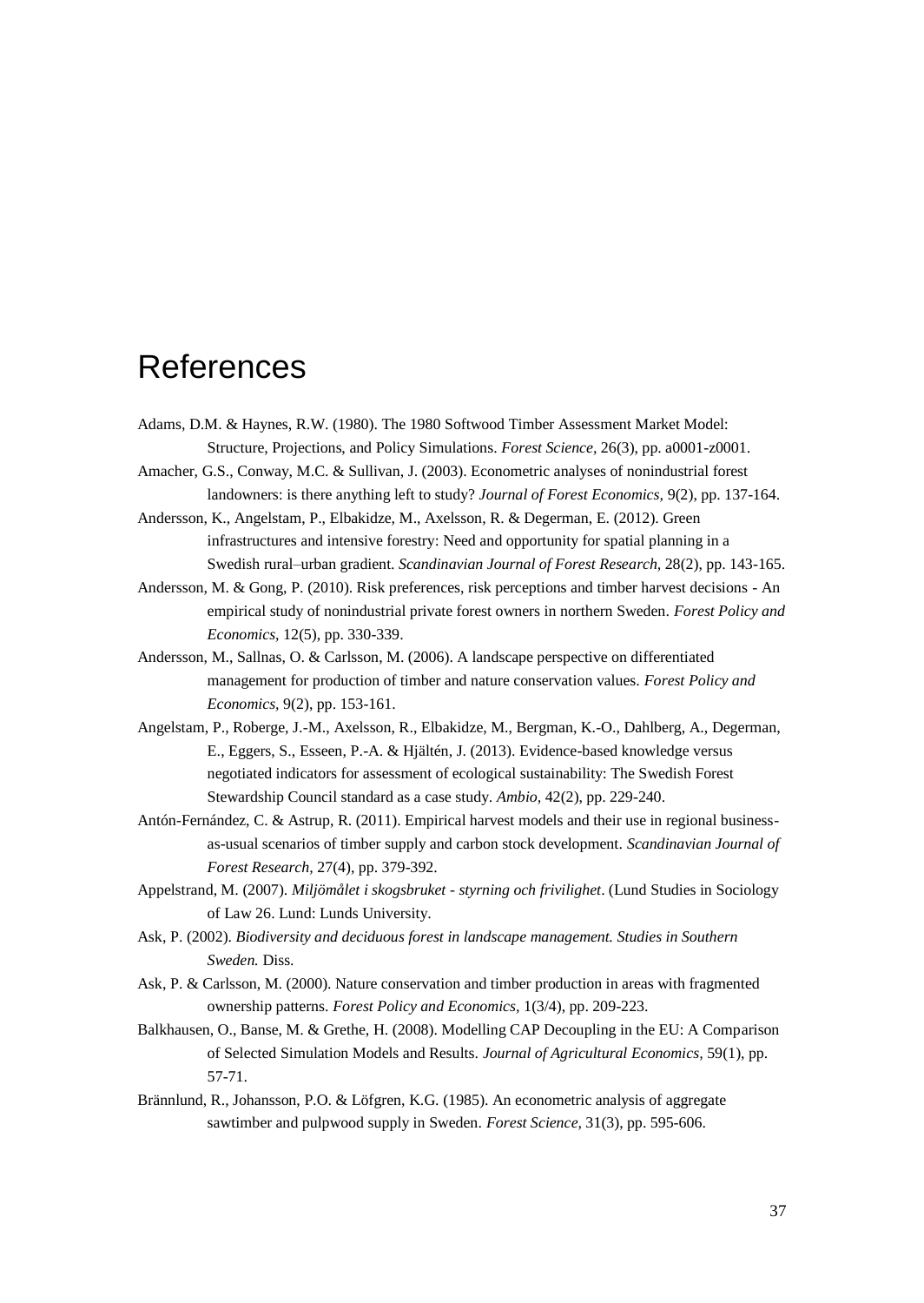# References

Adams, D.M. & Haynes, R.W. (1980). The 1980 Softwood Timber Assessment Market Model: Structure, Projections, and Policy Simulations. *Forest Science,* 26(3), pp. a0001-z0001.

Amacher, G.S., Conway, M.C. & Sullivan, J. (2003). Econometric analyses of nonindustrial forest landowners: is there anything left to study? *Journal of Forest Economics,* 9(2), pp. 137-164.

Andersson, K., Angelstam, P., Elbakidze, M., Axelsson, R. & Degerman, E. (2012). Green infrastructures and intensive forestry: Need and opportunity for spatial planning in a Swedish rural–urban gradient. *Scandinavian Journal of Forest Research,* 28(2), pp. 143-165.

Andersson, M. & Gong, P. (2010). Risk preferences, risk perceptions and timber harvest decisions - An empirical study of nonindustrial private forest owners in northern Sweden. *Forest Policy and Economics,* 12(5), pp. 330-339.

Andersson, M., Sallnas, O. & Carlsson, M. (2006). A landscape perspective on differentiated management for production of timber and nature conservation values. *Forest Policy and Economics,* 9(2), pp. 153-161.

Angelstam, P., Roberge, J.-M., Axelsson, R., Elbakidze, M., Bergman, K.-O., Dahlberg, A., Degerman, E., Eggers, S., Esseen, P.-A. & Hjältén, J. (2013). Evidence-based knowledge versus negotiated indicators for assessment of ecological sustainability: The Swedish Forest Stewardship Council standard as a case study. *Ambio,* 42(2), pp. 229-240.

Antón-Fernández, C. & Astrup, R. (2011). Empirical harvest models and their use in regional business-as-usual scenarios of timber supply and carbon stock development. *Scandinavian Journal of Forest Research,* 27(4), pp. 379-392.

Appelstrand, M. (2007). *Miljömålet i skogsbruket - styrning och frivillighet*. (Lund Studies in Sociology of Law 26. Lund: Lunds University.

Ask, P. (2002). *Biodiversity and deciduous forest in landscape management. Studies in Southern Sweden.* Diss.

Ask, P. & Carlsson, M. (2000). Nature conservation and timber production in areas with fragmented ownership patterns. *Forest Policy and Economics,* 1(3/4), pp. 209-223.

Balkhausen, O., Banse, M. & Grethe, H. (2008). Modelling CAP Decoupling in the EU: A Comparison of Selected Simulation Models and Results. *Journal of Agricultural Economics,* 59(1), pp. 57-71.

Brännlund, R., Johansson, P.O. & Löfgren, K.G. (1985). An econometric analysis of aggregate sawtimber and pulpwood supply in Sweden. *Forest Science,* 31(3), pp. 595-606.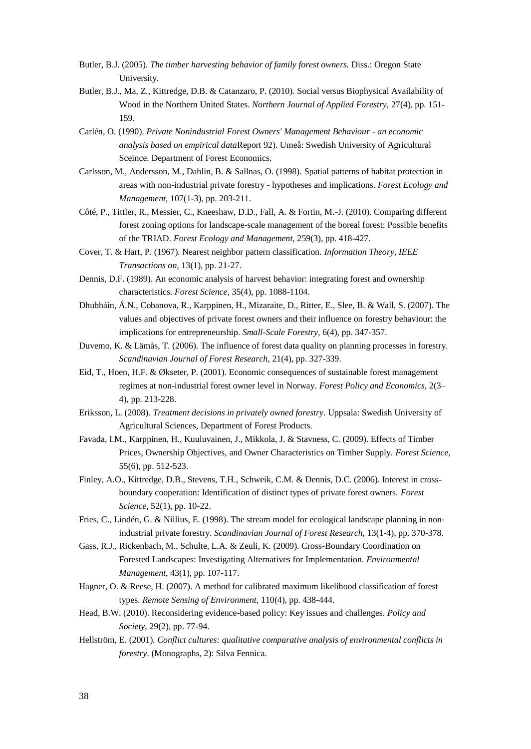Butler, B.J. (2005). *The timber harvesting behavior of family forest owners.* Diss.: Oregon State University.

Butler, B.J., Ma, Z., Kittredge, D.B. & Catanzaro, P. (2010). Social versus Biophysical Availability of Wood in the Northern United States. *Northern Journal of Applied Forestry,* 27(4), pp. 151-159.

Carlén, O. (1990). *Private Nonindustrial Forest Owners' Management Behaviour - an economic analysis based on empirical data*Report 92). Umeå: Swedish University of Agricultural Sceince. Department of Forest Economics.

Carlsson, M., Andersson, M., Dahlin, B. & Sallnas, O. (1998). Spatial patterns of habitat protection in areas with non-industrial private forestry - hypotheses and implications. *Forest Ecology and Management,* 107(1-3), pp. 203-211.

Côté, P., Tittler, R., Messier, C., Kneeshaw, D.D., Fall, A. & Fortin, M.-J. (2010). Comparing different forest zoning options for landscape-scale management of the boreal forest: Possible benefits of the TRIAD. *Forest Ecology and Management,* 259(3), pp. 418-427.

Cover, T. & Hart, P. (1967). Nearest neighbor pattern classification. *Information Theory, IEEE Transactions on,* 13(1), pp. 21-27.

Dennis, D.F. (1989). An economic analysis of harvest behavior: integrating forest and ownership characteristics. *Forest Science,* 35(4), pp. 1088-1104.

Dhubháin, Á.N., Cobanova, R., Karppinen, H., Mizaraite, D., Ritter, E., Slee, B. & Wall, S. (2007). The values and objectives of private forest owners and their influence on forestry behaviour: the implications for entrepreneurship. *Small-Scale Forestry,* 6(4), pp. 347-357.

Duvemo, K. & Lämås, T. (2006). The influence of forest data quality on planning processes in forestry. *Scandinavian Journal of Forest Research,* 21(4), pp. 327-339.

Eid, T., Hoen, H.F. & Økseter, P. (2001). Economic consequences of sustainable forest management regimes at non-industrial forest owner level in Norway. *Forest Policy and Economics,* 2(3–4), pp. 213-228.

Eriksson, L. (2008). *Treatment decisions in privately owned forestry*. Uppsala: Swedish University of Agricultural Sciences, Department of Forest Products.

Favada, I.M., Karppinen, H., Kuuluvainen, J., Mikkola, J. & Stavness, C. (2009). Effects of Timber Prices, Ownership Objectives, and Owner Characteristics on Timber Supply. *Forest Science,* 55(6), pp. 512-523.

Finley, A.O., Kittredge, D.B., Stevens, T.H., Schweik, C.M. & Dennis, D.C. (2006). Interest in cross-boundary cooperation: Identification of distinct types of private forest owners. *Forest Science,* 52(1), pp. 10-22.

Fries, C., Lindén, G. & Nillius, E. (1998). The stream model for ecological landscape planning in non-industrial private forestry. *Scandinavian Journal of Forest Research,* 13(1-4), pp. 370-378.

Gass, R.J., Rickenbach, M., Schulte, L.A. & Zeuli, K. (2009). Cross-Boundary Coordination on Forested Landscapes: Investigating Alternatives for Implementation. *Environmental Management,* 43(1), pp. 107-117.

Hagner, O. & Reese, H. (2007). A method for calibrated maximum likelihood classification of forest types. *Remote Sensing of Environment,* 110(4), pp. 438-444.

Head, B.W. (2010). Reconsidering evidence-based policy: Key issues and challenges. *Policy and Society,* 29(2), pp. 77-94.

Hellström, E. (2001). *Conflict cultures: qualitative comparative analysis of environmental conflicts in forestry*. (Monographs, 2): Silva Fennica.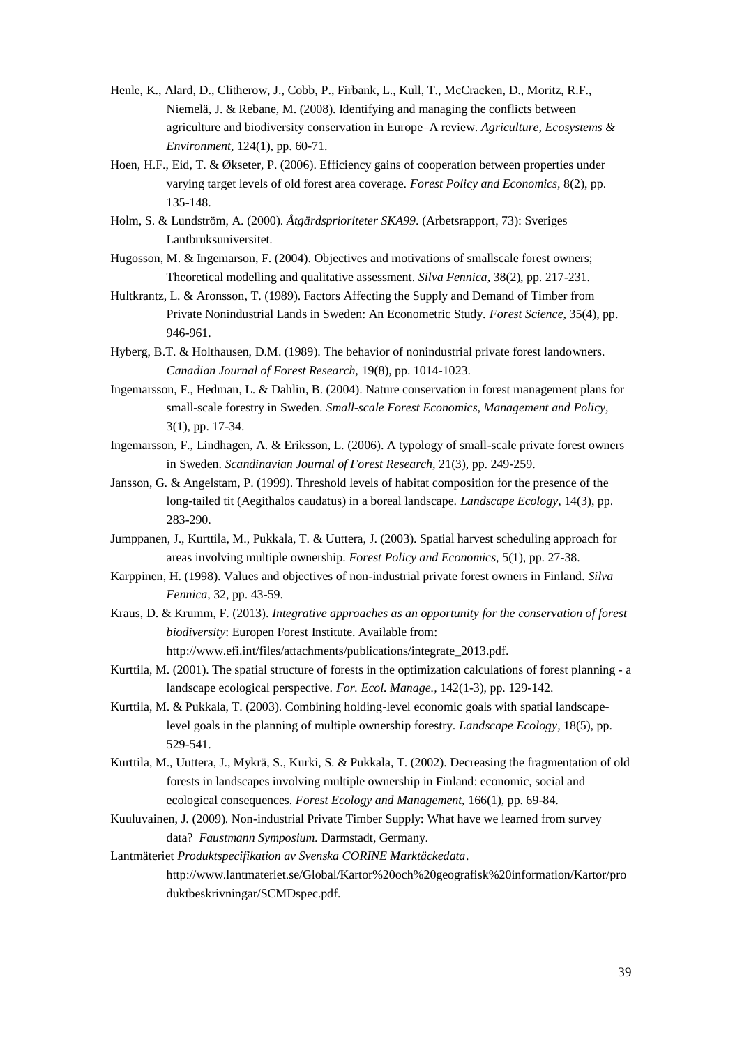Henle, K., Alard, D., Clitherow, J., Cobb, P., Firbank, L., Kull, T., McCracken, D., Moritz, R.F., Niemelä, J. & Rebane, M. (2008). Identifying and managing the conflicts between agriculture and biodiversity conservation in Europe–A review. *Agriculture, Ecosystems & Environment,* 124(1), pp. 60-71.

Hoen, H.F., Eid, T. & Økseter, P. (2006). Efficiency gains of cooperation between properties under varying target levels of old forest area coverage. *Forest Policy and Economics,* 8(2), pp. 135-148.

Holm, S. & Lundström, A. (2000). *Åtgärdsprioriteter SKA99*. (Arbetsrapport, 73): Sveriges Lantbruksuniversitet.

Hugosson, M. & Ingemarson, F. (2004). Objectives and motivations of smallscale forest owners; Theoretical modelling and qualitative assessment. *Silva Fennica,* 38(2), pp. 217-231.

Hultkrantz, L. & Aronsson, T. (1989). Factors Affecting the Supply and Demand of Timber from Private Nonindustrial Lands in Sweden: An Econometric Study. *Forest Science,* 35(4), pp. 946-961.

Hyberg, B.T. & Holthausen, D.M. (1989). The behavior of nonindustrial private forest landowners. *Canadian Journal of Forest Research,* 19(8), pp. 1014-1023.

Ingemarsson, F., Hedman, L. & Dahlin, B. (2004). Nature conservation in forest management plans for small-scale forestry in Sweden. *Small-scale Forest Economics, Management and Policy,* 3(1), pp. 17-34.

Ingemarsson, F., Lindhagen, A. & Eriksson, L. (2006). A typology of small-scale private forest owners in Sweden. *Scandinavian Journal of Forest Research,* 21(3), pp. 249-259.

Jansson, G. & Angelstam, P. (1999). Threshold levels of habitat composition for the presence of the long-tailed tit (Aegithalos caudatus) in a boreal landscape. *Landscape Ecology,* 14(3), pp. 283-290.

Jumppanen, J., Kurttila, M., Pukkala, T. & Uuttera, J. (2003). Spatial harvest scheduling approach for areas involving multiple ownership. *Forest Policy and Economics,* 5(1), pp. 27-38.

Karppinen, H. (1998). Values and objectives of non-industrial private forest owners in Finland. *Silva Fennica,* 32, pp. 43-59.

Kraus, D. & Krumm, F. (2013). *Integrative approaches as an opportunity for the conservation of forest biodiversity*: Europen Forest Institute. Available from: http://www.efi.int/files/attachments/publications/integrate_2013.pdf.

Kurttila, M. (2001). The spatial structure of forests in the optimization calculations of forest planning - a landscape ecological perspective. *For. Ecol. Manage.,* 142(1-3), pp. 129-142.

Kurttila, M. & Pukkala, T. (2003). Combining holding-level economic goals with spatial landscape-level goals in the planning of multiple ownership forestry. *Landscape Ecology,* 18(5), pp. 529-541.

Kurttila, M., Uuttera, J., Mykrä, S., Kurki, S. & Pukkala, T. (2002). Decreasing the fragmentation of old forests in landscapes involving multiple ownership in Finland: economic, social and ecological consequences. *Forest Ecology and Management,* 166(1), pp. 69-84.

Kuuluvainen, J. (2009). Non-industrial Private Timber Supply: What have we learned from survey data? *Faustmann Symposium.* Darmstadt, Germany.

Lantmäteriet *Produktspecifikation av Svenska CORINE Marktäckedata*. http://www.lantmateriet.se/Global/Kartor%20och%20geografisk%20information/Kartor/produktbeskrivningar/SCMDspec.pdf.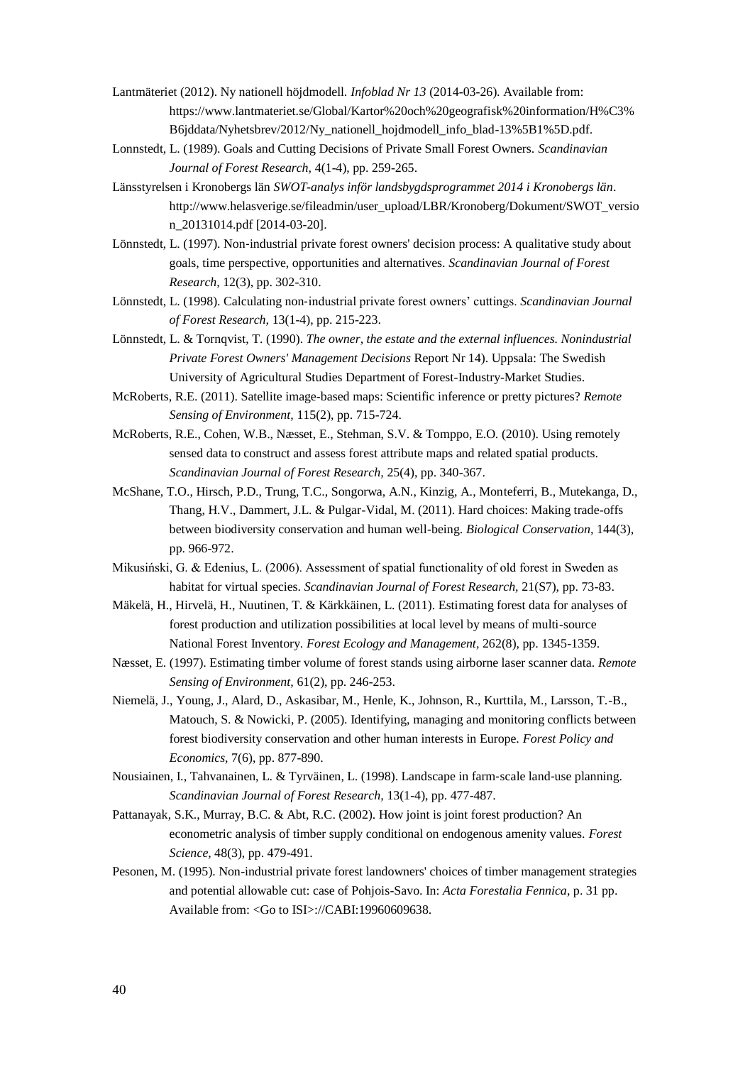Lantmäteriet (2012). Ny nationell höjdmodell. *Infoblad Nr 13* (2014-03-26). Available from: https://www.lantmateriet.se/Global/Kartor%20och%20geografisk%20information/H%C3%B6jddata/Nyhetsbrev/2012/Ny_nationell_hojdmodell_info_blad-13%5B1%5D.pdf.

Lonnstedt, L. (1989). Goals and Cutting Decisions of Private Small Forest Owners. *Scandinavian Journal of Forest Research,* 4(1-4), pp. 259-265.

Länsstyrelsen i Kronobergs län *SWOT-analys inför landsbygdsprogrammet 2014 i Kronobergs län*. http://www.helasverige.se/fileadmin/user_upload/LBR/Kronoberg/Dokument/SWOT_version_20131014.pdf [2014-03-20].

Lönnstedt, L. (1997). Non-industrial private forest owners' decision process: A qualitative study about goals, time perspective, opportunities and alternatives. *Scandinavian Journal of Forest Research,* 12(3), pp. 302-310.

Lönnstedt, L. (1998). Calculating non-industrial private forest owners' cuttings. *Scandinavian Journal of Forest Research,* 13(1-4), pp. 215-223.

Lönnstedt, L. & Tornqvist, T. (1990). *The owner, the estate and the external influences. Nonindustrial Private Forest Owners' Management Decisions* Report Nr 14). Uppsala: The Swedish University of Agricultural Studies Department of Forest-Industry-Market Studies.

McRoberts, R.E. (2011). Satellite image-based maps: Scientific inference or pretty pictures? *Remote Sensing of Environment,* 115(2), pp. 715-724.

McRoberts, R.E., Cohen, W.B., Næsset, E., Stehman, S.V. & Tomppo, E.O. (2010). Using remotely sensed data to construct and assess forest attribute maps and related spatial products. *Scandinavian Journal of Forest Research,* 25(4), pp. 340-367.

McShane, T.O., Hirsch, P.D., Trung, T.C., Songorwa, A.N., Kinzig, A., Monteferri, B., Mutekanga, D., Thang, H.V., Dammert, J.L. & Pulgar-Vidal, M. (2011). Hard choices: Making trade-offs between biodiversity conservation and human well-being. *Biological Conservation,* 144(3), pp. 966-972.

Mikusiński, G. & Edenius, L. (2006). Assessment of spatial functionality of old forest in Sweden as habitat for virtual species. *Scandinavian Journal of Forest Research,* 21(S7), pp. 73-83.

Mäkelä, H., Hirvelä, H., Nuutinen, T. & Kärkkäinen, L. (2011). Estimating forest data for analyses of forest production and utilization possibilities at local level by means of multi-source National Forest Inventory. *Forest Ecology and Management,* 262(8), pp. 1345-1359.

Næsset, E. (1997). Estimating timber volume of forest stands using airborne laser scanner data. *Remote Sensing of Environment,* 61(2), pp. 246-253.

Niemelä, J., Young, J., Alard, D., Askasibar, M., Henle, K., Johnson, R., Kurttila, M., Larsson, T.-B., Matouch, S. & Nowicki, P. (2005). Identifying, managing and monitoring conflicts between forest biodiversity conservation and other human interests in Europe. *Forest Policy and Economics,* 7(6), pp. 877-890.

Nousiainen, I., Tahvanainen, L. & Tyrväinen, L. (1998). Landscape in farm-scale land-use planning. *Scandinavian Journal of Forest Research,* 13(1-4), pp. 477-487.

Pattanayak, S.K., Murray, B.C. & Abt, R.C. (2002). How joint is joint forest production? An econometric analysis of timber supply conditional on endogenous amenity values. *Forest Science,* 48(3), pp. 479-491.

Pesonen, M. (1995). Non-industrial private forest landowners' choices of timber management strategies and potential allowable cut: case of Pohjois-Savo. In: *Acta Forestalia Fennica*, p. 31 pp. Available from: <Go to ISI>://CABI:19960609638.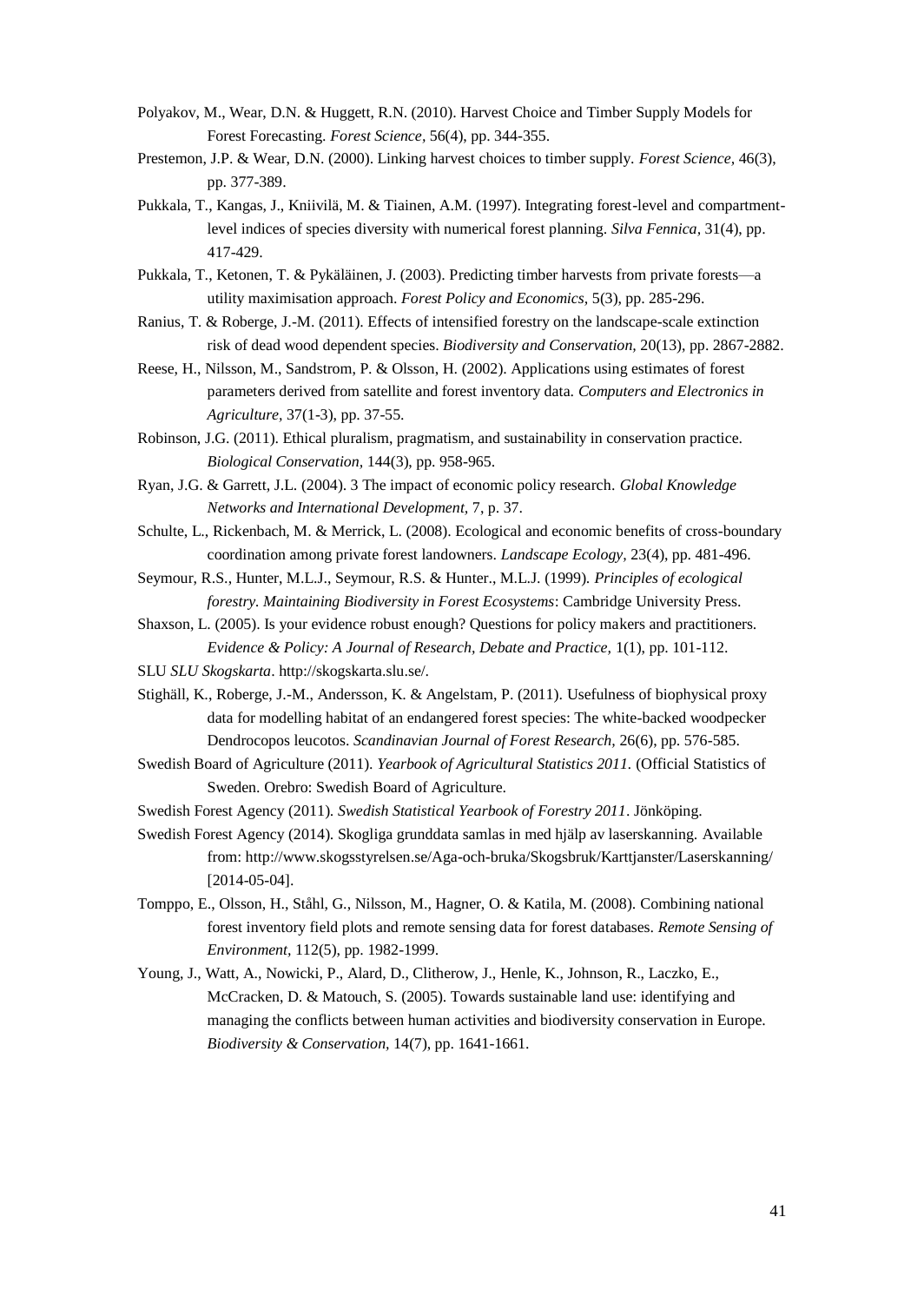Polyakov, M., Wear, D.N. & Huggett, R.N. (2010). Harvest Choice and Timber Supply Models for Forest Forecasting. *Forest Science,* 56(4), pp. 344-355.

Prestemon, J.P. & Wear, D.N. (2000). Linking harvest choices to timber supply. *Forest Science,* 46(3), pp. 377-389.

Pukkala, T., Kangas, J., Kniivilä, M. & Tiainen, A.M. (1997). Integrating forest-level and compartment-level indices of species diversity with numerical forest planning. *Silva Fennica,* 31(4), pp. 417-429.

Pukkala, T., Ketonen, T. & Pykäläinen, J. (2003). Predicting timber harvests from private forests—a utility maximisation approach. *Forest Policy and Economics,* 5(3), pp. 285-296.

Ranius, T. & Roberge, J.-M. (2011). Effects of intensified forestry on the landscape-scale extinction risk of dead wood dependent species. *Biodiversity and Conservation,* 20(13), pp. 2867-2882.

Reese, H., Nilsson, M., Sandstrom, P. & Olsson, H. (2002). Applications using estimates of forest parameters derived from satellite and forest inventory data. *Computers and Electronics in Agriculture,* 37(1-3), pp. 37-55.

Robinson, J.G. (2011). Ethical pluralism, pragmatism, and sustainability in conservation practice. *Biological Conservation,* 144(3), pp. 958-965.

Ryan, J.G. & Garrett, J.L. (2004). 3 The impact of economic policy research. *Global Knowledge Networks and International Development,* 7, p. 37.

Schulte, L., Rickenbach, M. & Merrick, L. (2008). Ecological and economic benefits of cross-boundary coordination among private forest landowners. *Landscape Ecology,* 23(4), pp. 481-496.

Seymour, R.S., Hunter, M.L.J., Seymour, R.S. & Hunter., M.L.J. (1999). *Principles of ecological forestry. Maintaining Biodiversity in Forest Ecosystems*: Cambridge University Press.

Shaxson, L. (2005). Is your evidence robust enough? Questions for policy makers and practitioners. *Evidence & Policy: A Journal of Research, Debate and Practice,* 1(1), pp. 101-112.

SLU *SLU Skogskarta*. http://skogskarta.slu.se/.

Stighäll, K., Roberge, J.-M., Andersson, K. & Angelstam, P. (2011). Usefulness of biophysical proxy data for modelling habitat of an endangered forest species: The white-backed woodpecker Dendrocopos leucotos. *Scandinavian Journal of Forest Research,* 26(6), pp. 576-585.

Swedish Board of Agriculture (2011). *Yearbook of Agricultural Statistics 2011.* (Official Statistics of Sweden. Orebro: Swedish Board of Agriculture.

Swedish Forest Agency (2011). *Swedish Statistical Yearbook of Forestry 2011*. Jönköping.

Swedish Forest Agency (2014). Skogliga grunddata samlas in med hjälp av laserskanning. Available from: http://www.skogsstyrelsen.se/Aga-och-bruka/Skogsbruk/Karttjanster/Laserskanning/ [2014-05-04].

Tomppo, E., Olsson, H., Ståhl, G., Nilsson, M., Hagner, O. & Katila, M. (2008). Combining national forest inventory field plots and remote sensing data for forest databases. *Remote Sensing of Environment,* 112(5), pp. 1982-1999.

Young, J., Watt, A., Nowicki, P., Alard, D., Clitherow, J., Henle, K., Johnson, R., Laczko, E., McCracken, D. & Matouch, S. (2005). Towards sustainable land use: identifying and managing the conflicts between human activities and biodiversity conservation in Europe. *Biodiversity & Conservation,* 14(7), pp. 1641-1661.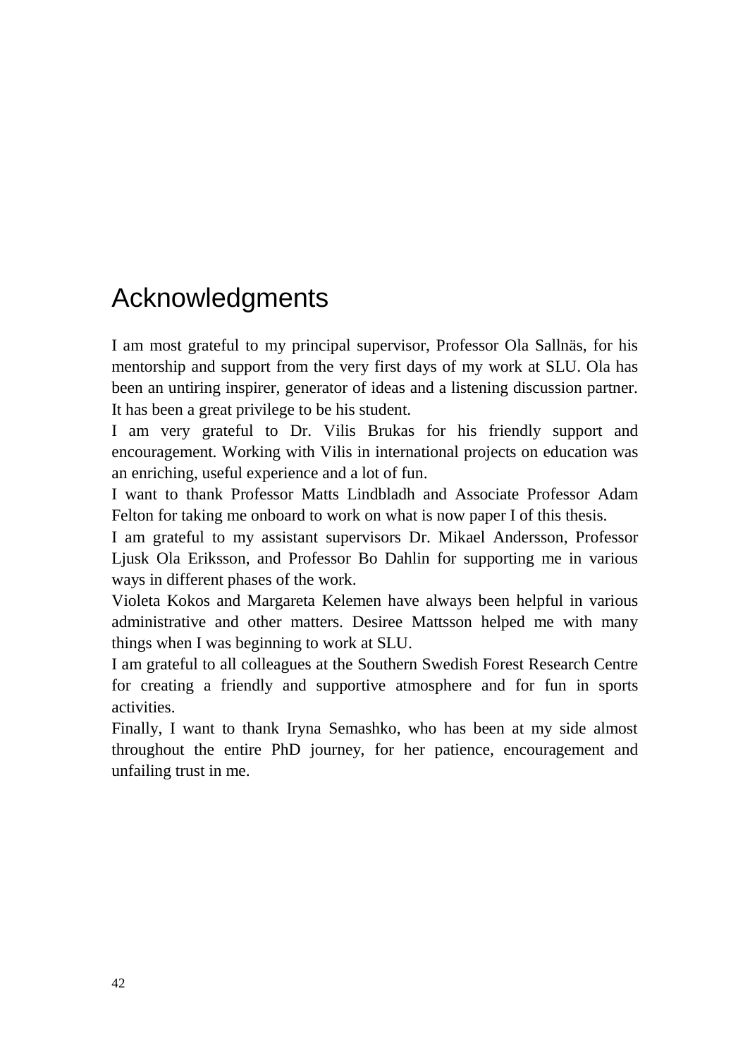# Acknowledgments

I am most grateful to my principal supervisor, Professor Ola Sallnäs, for his mentorship and support from the very first days of my work at SLU. Ola has been an untiring inspirer, generator of ideas and a listening discussion partner. It has been a great privilege to be his student.

I am very grateful to Dr. Vilis Brukas for his friendly support and encouragement. Working with Vilis in international projects on education was an enriching, useful experience and a lot of fun.

I want to thank Professor Matts Lindbladh and Associate Professor Adam Felton for taking me onboard to work on what is now paper I of this thesis.

I am grateful to my assistant supervisors Dr. Mikael Andersson, Professor Ljusk Ola Eriksson, and Professor Bo Dahlin for supporting me in various ways in different phases of the work.

Violeta Kokos and Margareta Kelemen have always been helpful in various administrative and other matters. Desiree Mattsson helped me with many things when I was beginning to work at SLU.

I am grateful to all colleagues at the Southern Swedish Forest Research Centre for creating a friendly and supportive atmosphere and for fun in sports activities.

Finally, I want to thank Iryna Semashko, who has been at my side almost throughout the entire PhD journey, for her patience, encouragement and unfailing trust in me.